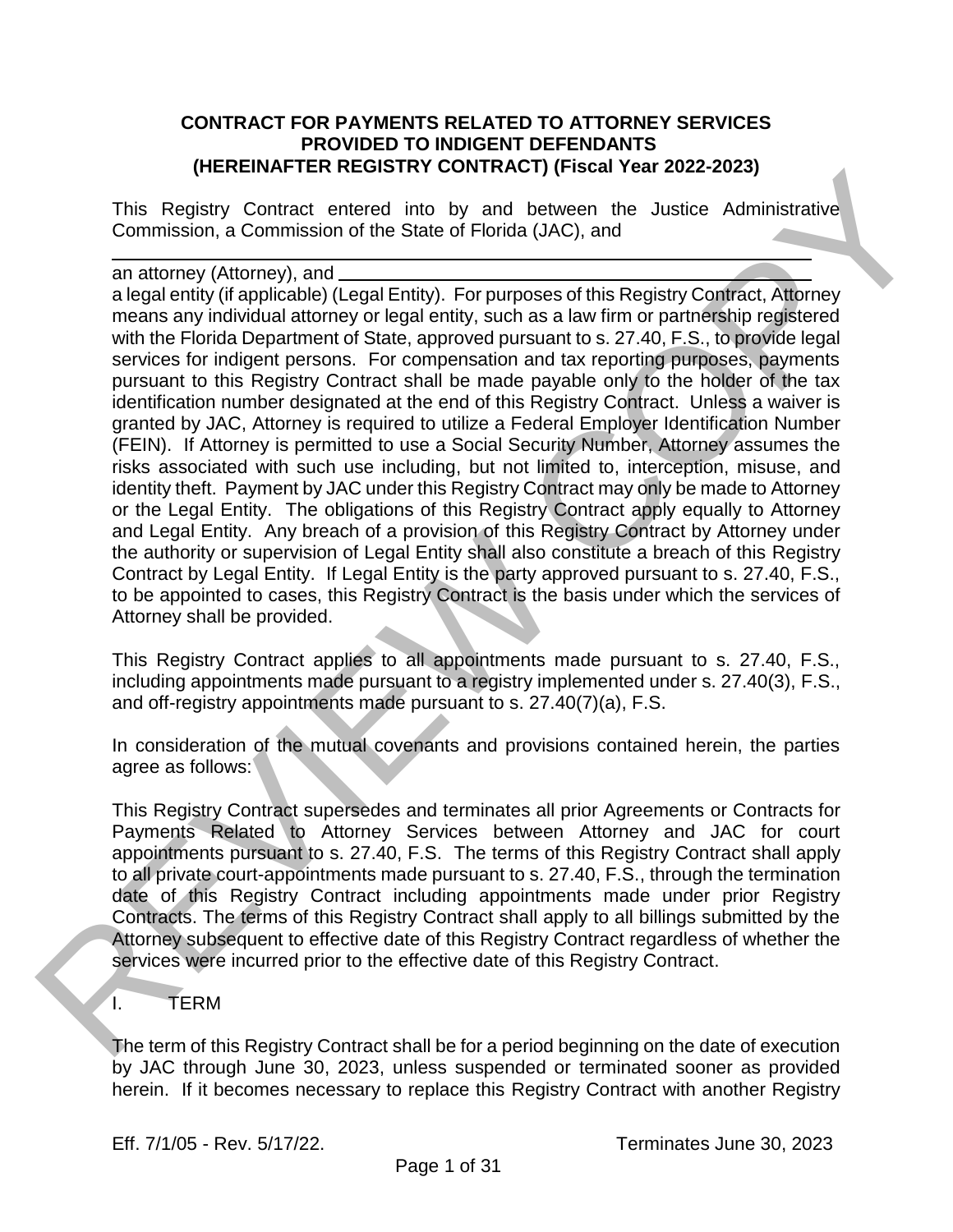**CONTRACT FOR PAYMENTS RELATED TO ATTORNEY SERVICES PROVIDED TO INDIGENT DEFENDANTS (HEREINAFTER REGISTRY CONTRACT) (Fiscal Year 2022-2023)**

This Registry Contract entered into by and between the Justice Administrative Commission, a Commission of the State of Florida (JAC), and

______________________________________________________________

an attorney (Attorney), and ______________________________________________

a legal entity (if applicable) (Legal Entity). For purposes of this Registry Contract, Attorney means any individual attorney or legal entity, such as a law firm or partnership registered with the Florida Department of State, approved pursuant to s. 27.40, F.S., to provide legal services for indigent persons. For compensation and tax reporting purposes, payments pursuant to this Registry Contract shall be made payable only to the holder of the tax identification number designated at the end of this Registry Contract. Unless a waiver is granted by JAC, Attorney is required to utilize a Federal Employer Identification Number (FEIN). If Attorney is permitted to use a Social Security Number, Attorney assumes the risks associated with such use including, but not limited to, interception, misuse, and identity theft. Payment by JAC under this Registry Contract may only be made to Attorney or the Legal Entity. The obligations of this Registry Contract apply equally to Attorney and Legal Entity. Any breach of a provision of this Registry Contract by Attorney under the authority or supervision of Legal Entity shall also constitute a breach of this Registry Contract by Legal Entity. If Legal Entity is the party approved pursuant to s. 27.40, F.S., to be appointed to cases, this Registry Contract is the basis under which the services of Attorney shall be provided.

This Registry Contract applies to all appointments made pursuant to s. 27.40, F.S., including appointments made pursuant to a registry implemented under s. 27.40(3), F.S., and off-registry appointments made pursuant to s. 27.40(7)(a), F.S.

In consideration of the mutual covenants and provisions contained herein, the parties agree as follows:

This Registry Contract supersedes and terminates all prior Agreements or Contracts for Payments Related to Attorney Services between Attorney and JAC for court appointments pursuant to s. 27.40, F.S. The terms of this Registry Contract shall apply to all private court-appointments made pursuant to s. 27.40, F.S., through the termination date of this Registry Contract including appointments made under prior Registry Contracts. The terms of this Registry Contract shall apply to all billings submitted by the Attorney subsequent to effective date of this Registry Contract regardless of whether the services were incurred prior to the effective date of this Registry Contract.

## I. TERM

The term of this Registry Contract shall be for a period beginning on the date of execution by JAC through June 30, 2023, unless suspended or terminated sooner as provided herein. If it becomes necessary to replace this Registry Contract with another Registry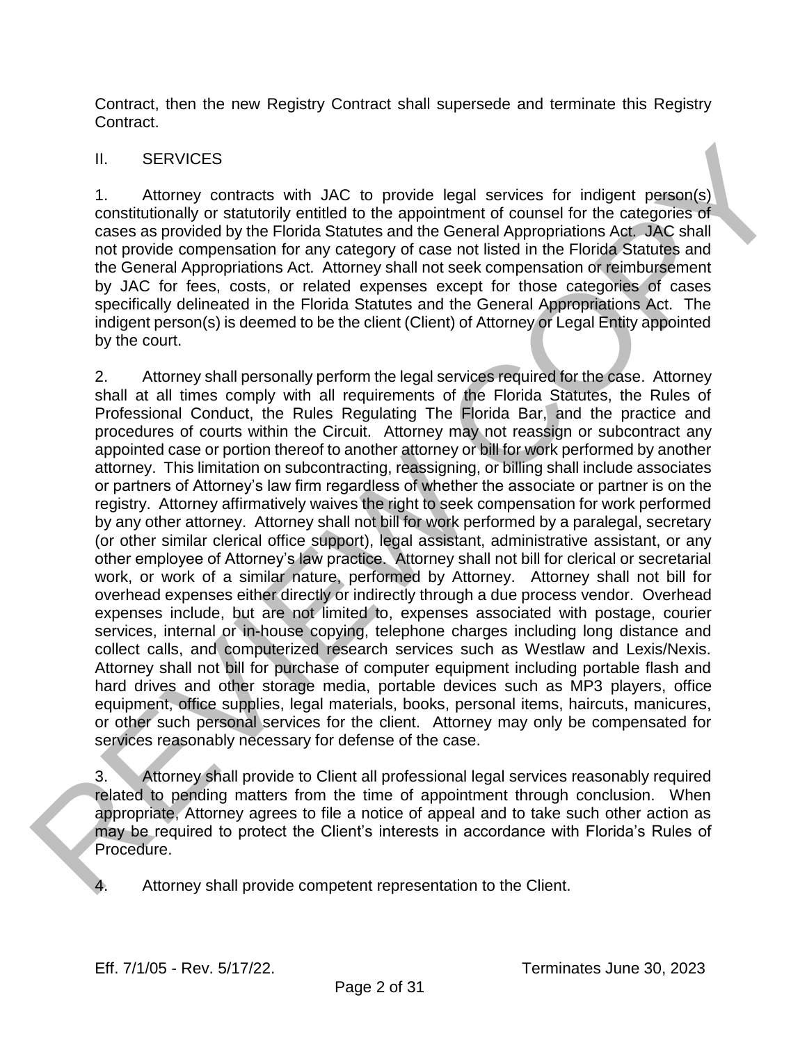Contract, then the new Registry Contract shall supersede and terminate this Registry Contract.

## II. SERVICES

1. Attorney contracts with JAC to provide legal services for indigent person(s) constitutionally or statutorily entitled to the appointment of counsel for the categories of cases as provided by the Florida Statutes and the General Appropriations Act. JAC shall not provide compensation for any category of case not listed in the Florida Statutes and the General Appropriations Act. Attorney shall not seek compensation or reimbursement by JAC for fees, costs, or related expenses except for those categories of cases specifically delineated in the Florida Statutes and the General Appropriations Act. The indigent person(s) is deemed to be the client (Client) of Attorney or Legal Entity appointed by the court.

2. Attorney shall personally perform the legal services required for the case. Attorney shall at all times comply with all requirements of the Florida Statutes, the Rules of Professional Conduct, the Rules Regulating The Florida Bar, and the practice and procedures of courts within the Circuit. Attorney may not reassign or subcontract any appointed case or portion thereof to another attorney or bill for work performed by another attorney. This limitation on subcontracting, reassigning, or billing shall include associates or partners of Attorney's law firm regardless of whether the associate or partner is on the registry. Attorney affirmatively waives the right to seek compensation for work performed by any other attorney. Attorney shall not bill for work performed by a paralegal, secretary (or other similar clerical office support), legal assistant, administrative assistant, or any other employee of Attorney's law practice. Attorney shall not bill for clerical or secretarial work, or work of a similar nature, performed by Attorney. Attorney shall not bill for overhead expenses either directly or indirectly through a due process vendor. Overhead expenses include, but are not limited to, expenses associated with postage, courier services, internal or in-house copying, telephone charges including long distance and collect calls, and computerized research services such as Westlaw and Lexis/Nexis. Attorney shall not bill for purchase of computer equipment including portable flash and hard drives and other storage media, portable devices such as MP3 players, office equipment, office supplies, legal materials, books, personal items, haircuts, manicures, or other such personal services for the client. Attorney may only be compensated for services reasonably necessary for defense of the case.

3. Attorney shall provide to Client all professional legal services reasonably required related to pending matters from the time of appointment through conclusion. When appropriate, Attorney agrees to file a notice of appeal and to take such other action as may be required to protect the Client's interests in accordance with Florida's Rules of Procedure.

4. Attorney shall provide competent representation to the Client.

Eff. 7/1/05 - Rev. 5/17/22. Terminates June 30, 2023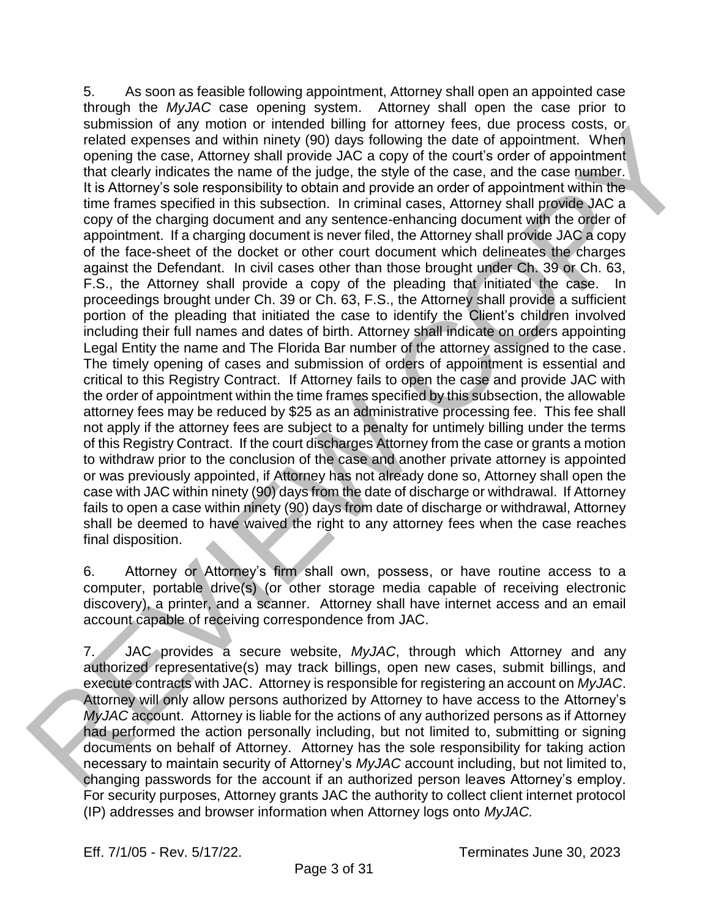5. As soon as feasible following appointment, Attorney shall open an appointed case through the *MyJAC* case opening system. Attorney shall open the case prior to submission of any motion or intended billing for attorney fees, due process costs, or related expenses and within ninety (90) days following the date of appointment. When opening the case, Attorney shall provide JAC a copy of the court's order of appointment that clearly indicates the name of the judge, the style of the case, and the case number. It is Attorney's sole responsibility to obtain and provide an order of appointment within the time frames specified in this subsection. In criminal cases, Attorney shall provide JAC a copy of the charging document and any sentence-enhancing document with the order of appointment. If a charging document is never filed, the Attorney shall provide JAC a copy of the face-sheet of the docket or other court document which delineates the charges against the Defendant. In civil cases other than those brought under Ch. 39 or Ch. 63, F.S., the Attorney shall provide a copy of the pleading that initiated the case. In proceedings brought under Ch. 39 or Ch. 63, F.S., the Attorney shall provide a sufficient portion of the pleading that initiated the case to identify the Client's children involved including their full names and dates of birth. Attorney shall indicate on orders appointing Legal Entity the name and The Florida Bar number of the attorney assigned to the case. The timely opening of cases and submission of orders of appointment is essential and critical to this Registry Contract. If Attorney fails to open the case and provide JAC with the order of appointment within the time frames specified by this subsection, the allowable attorney fees may be reduced by $25 as an administrative processing fee. This fee shall not apply if the attorney fees are subject to a penalty for untimely billing under the terms of this Registry Contract. If the court discharges Attorney from the case or grants a motion to withdraw prior to the conclusion of the case and another private attorney is appointed or was previously appointed, if Attorney has not already done so, Attorney shall open the case with JAC within ninety (90) days from the date of discharge or withdrawal. If Attorney fails to open a case within ninety (90) days from date of discharge or withdrawal, Attorney shall be deemed to have waived the right to any attorney fees when the case reaches final disposition.

6. Attorney or Attorney's firm shall own, possess, or have routine access to a computer, portable drive(s) (or other storage media capable of receiving electronic discovery), a printer, and a scanner. Attorney shall have internet access and an email account capable of receiving correspondence from JAC.

7. JAC provides a secure website, *MyJAC*, through which Attorney and any authorized representative(s) may track billings, open new cases, submit billings, and execute contracts with JAC. Attorney is responsible for registering an account on *MyJAC*. Attorney will only allow persons authorized by Attorney to have access to the Attorney's *MyJAC* account. Attorney is liable for the actions of any authorized persons as if Attorney had performed the action personally including, but not limited to, submitting or signing documents on behalf of Attorney. Attorney has the sole responsibility for taking action necessary to maintain security of Attorney's *MyJAC* account including, but not limited to, changing passwords for the account if an authorized person leaves Attorney's employ. For security purposes, Attorney grants JAC the authority to collect client internet protocol (IP) addresses and browser information when Attorney logs onto *MyJAC.*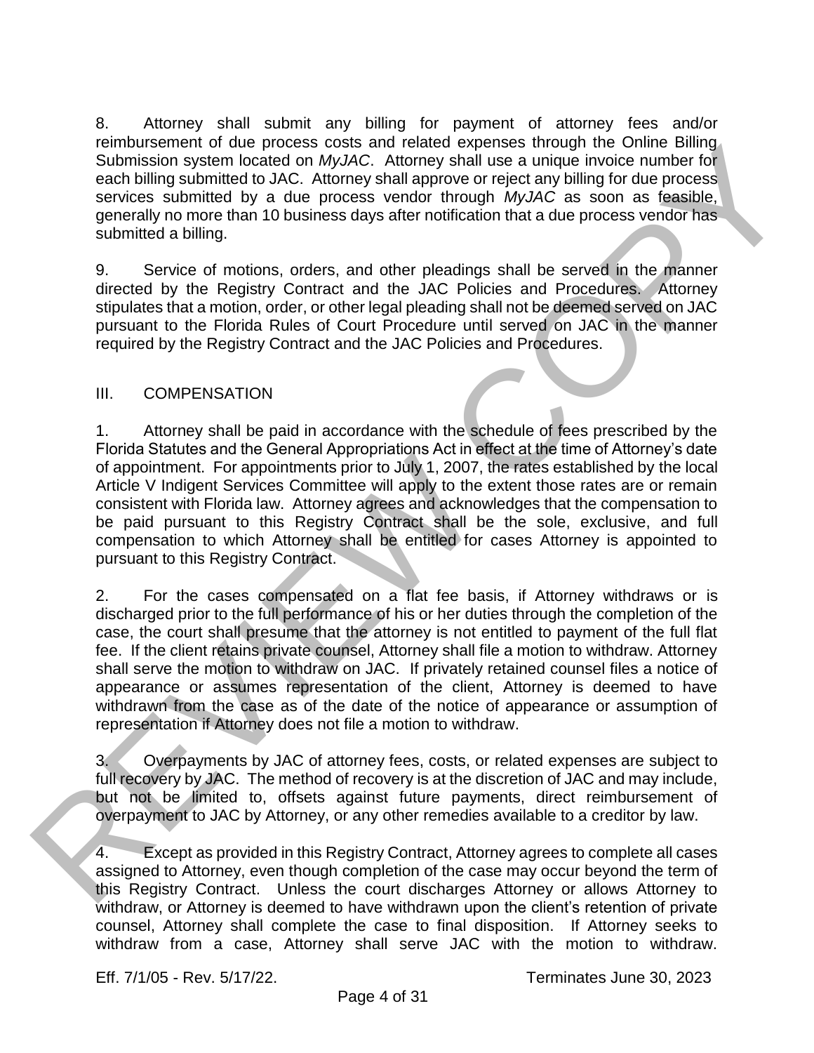8. Attorney shall submit any billing for payment of attorney fees and/or reimbursement of due process costs and related expenses through the Online Billing Submission system located on *MyJAC*. Attorney shall use a unique invoice number for each billing submitted to JAC. Attorney shall approve or reject any billing for due process services submitted by a due process vendor through *MyJAC* as soon as feasible, generally no more than 10 business days after notification that a due process vendor has submitted a billing.

9. Service of motions, orders, and other pleadings shall be served in the manner directed by the Registry Contract and the JAC Policies and Procedures. Attorney stipulates that a motion, order, or other legal pleading shall not be deemed served on JAC pursuant to the Florida Rules of Court Procedure until served on JAC in the manner required by the Registry Contract and the JAC Policies and Procedures.

## III. COMPENSATION

1. Attorney shall be paid in accordance with the schedule of fees prescribed by the Florida Statutes and the General Appropriations Act in effect at the time of Attorney's date of appointment. For appointments prior to July 1, 2007, the rates established by the local Article V Indigent Services Committee will apply to the extent those rates are or remain consistent with Florida law. Attorney agrees and acknowledges that the compensation to be paid pursuant to this Registry Contract shall be the sole, exclusive, and full compensation to which Attorney shall be entitled for cases Attorney is appointed to pursuant to this Registry Contract.

2. For the cases compensated on a flat fee basis, if Attorney withdraws or is discharged prior to the full performance of his or her duties through the completion of the case, the court shall presume that the attorney is not entitled to payment of the full flat fee. If the client retains private counsel, Attorney shall file a motion to withdraw. Attorney shall serve the motion to withdraw on JAC. If privately retained counsel files a notice of appearance or assumes representation of the client, Attorney is deemed to have withdrawn from the case as of the date of the notice of appearance or assumption of representation if Attorney does not file a motion to withdraw.

3. Overpayments by JAC of attorney fees, costs, or related expenses are subject to full recovery by JAC. The method of recovery is at the discretion of JAC and may include, but not be limited to, offsets against future payments, direct reimbursement of overpayment to JAC by Attorney, or any other remedies available to a creditor by law.

4. Except as provided in this Registry Contract, Attorney agrees to complete all cases assigned to Attorney, even though completion of the case may occur beyond the term of this Registry Contract. Unless the court discharges Attorney or allows Attorney to withdraw, or Attorney is deemed to have withdrawn upon the client's retention of private counsel, Attorney shall complete the case to final disposition. If Attorney seeks to withdraw from a case, Attorney shall serve JAC with the motion to withdraw.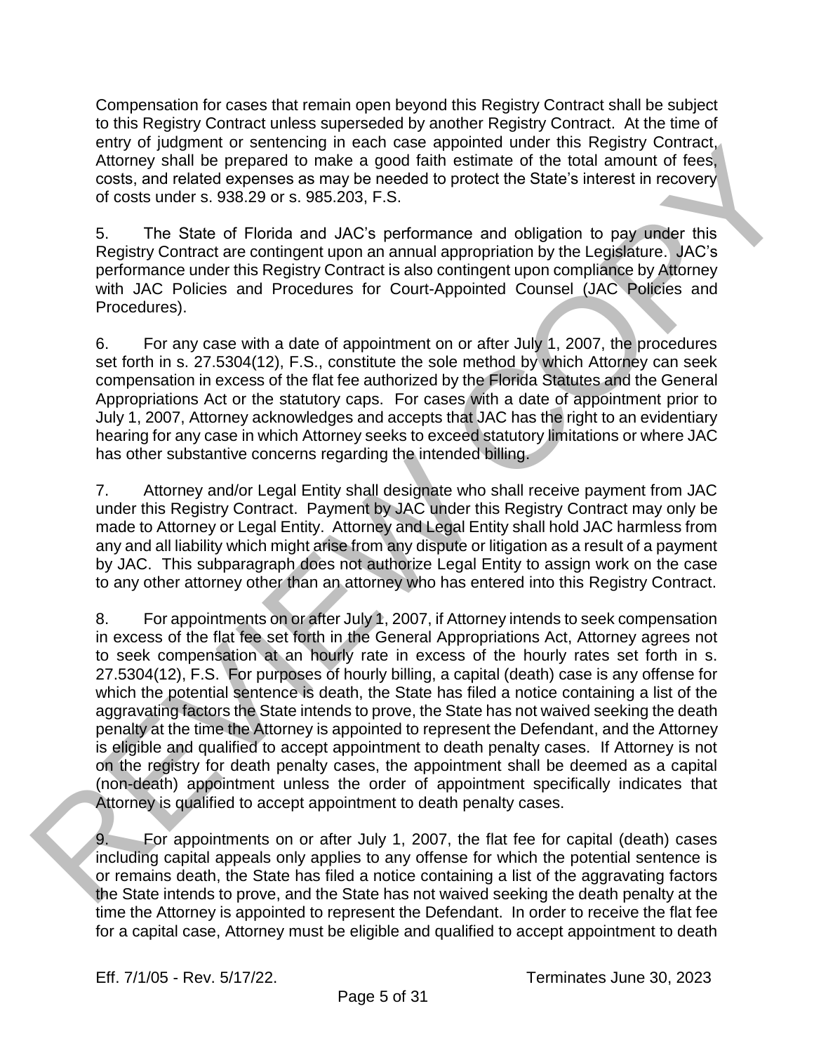Compensation for cases that remain open beyond this Registry Contract shall be subject to this Registry Contract unless superseded by another Registry Contract. At the time of entry of judgment or sentencing in each case appointed under this Registry Contract, Attorney shall be prepared to make a good faith estimate of the total amount of fees, costs, and related expenses as may be needed to protect the State's interest in recovery of costs under s. 938.29 or s. 985.203, F.S.

5. The State of Florida and JAC's performance and obligation to pay under this Registry Contract are contingent upon an annual appropriation by the Legislature. JAC's performance under this Registry Contract is also contingent upon compliance by Attorney with JAC Policies and Procedures for Court-Appointed Counsel (JAC Policies and Procedures).

6. For any case with a date of appointment on or after July 1, 2007, the procedures set forth in s. 27.5304(12), F.S., constitute the sole method by which Attorney can seek compensation in excess of the flat fee authorized by the Florida Statutes and the General Appropriations Act or the statutory caps. For cases with a date of appointment prior to July 1, 2007, Attorney acknowledges and accepts that JAC has the right to an evidentiary hearing for any case in which Attorney seeks to exceed statutory limitations or where JAC has other substantive concerns regarding the intended billing.

7. Attorney and/or Legal Entity shall designate who shall receive payment from JAC under this Registry Contract. Payment by JAC under this Registry Contract may only be made to Attorney or Legal Entity. Attorney and Legal Entity shall hold JAC harmless from any and all liability which might arise from any dispute or litigation as a result of a payment by JAC. This subparagraph does not authorize Legal Entity to assign work on the case to any other attorney other than an attorney who has entered into this Registry Contract.

8. For appointments on or after July 1, 2007, if Attorney intends to seek compensation in excess of the flat fee set forth in the General Appropriations Act, Attorney agrees not to seek compensation at an hourly rate in excess of the hourly rates set forth in s. 27.5304(12), F.S. For purposes of hourly billing, a capital (death) case is any offense for which the potential sentence is death, the State has filed a notice containing a list of the aggravating factors the State intends to prove, the State has not waived seeking the death penalty at the time the Attorney is appointed to represent the Defendant, and the Attorney is eligible and qualified to accept appointment to death penalty cases. If Attorney is not on the registry for death penalty cases, the appointment shall be deemed as a capital (non-death) appointment unless the order of appointment specifically indicates that Attorney is qualified to accept appointment to death penalty cases.

9. For appointments on or after July 1, 2007, the flat fee for capital (death) cases including capital appeals only applies to any offense for which the potential sentence is or remains death, the State has filed a notice containing a list of the aggravating factors the State intends to prove, and the State has not waived seeking the death penalty at the time the Attorney is appointed to represent the Defendant. In order to receive the flat fee for a capital case, Attorney must be eligible and qualified to accept appointment to death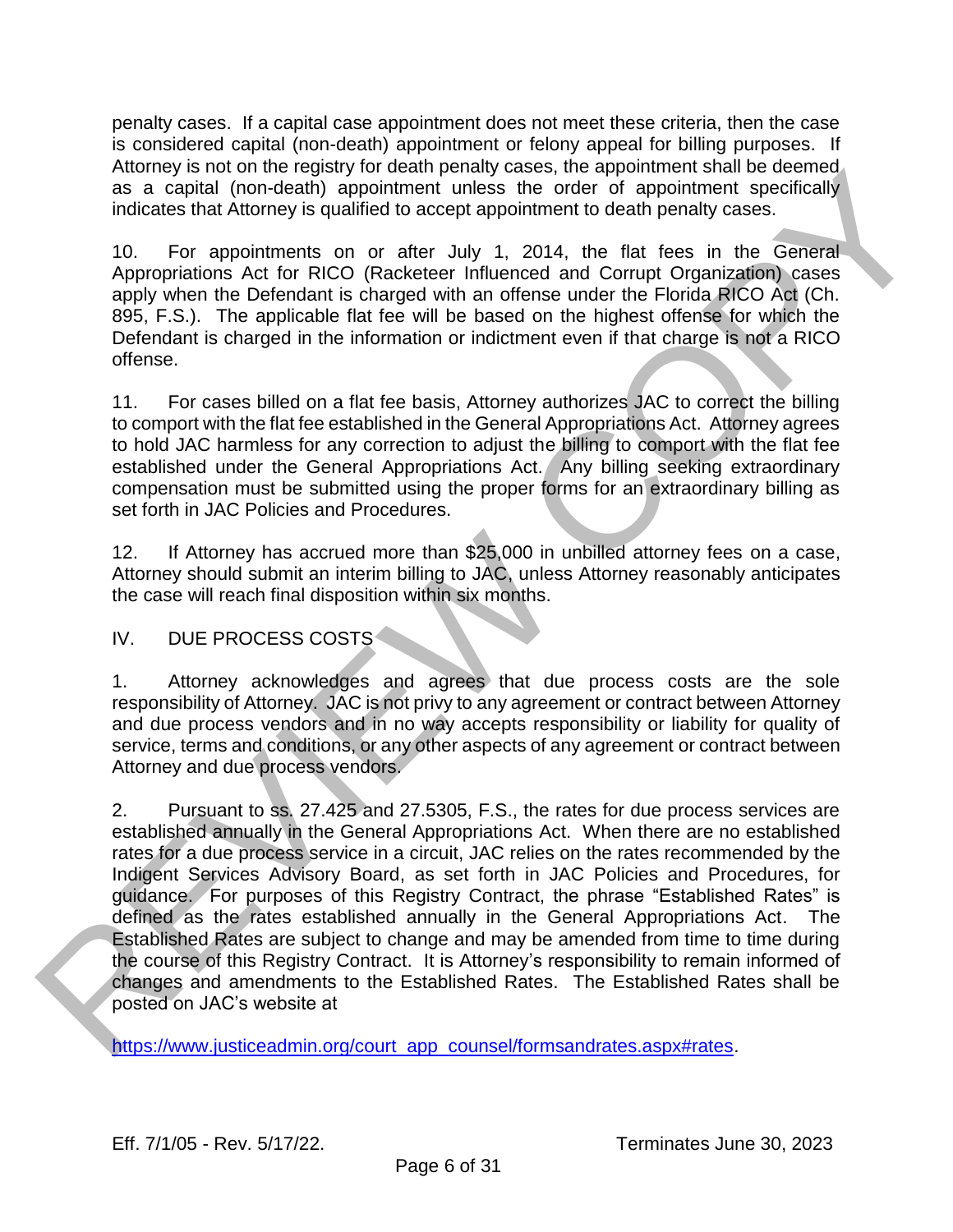penalty cases. If a capital case appointment does not meet these criteria, then the case is considered capital (non-death) appointment or felony appeal for billing purposes. If Attorney is not on the registry for death penalty cases, the appointment shall be deemed as a capital (non-death) appointment unless the order of appointment specifically indicates that Attorney is qualified to accept appointment to death penalty cases.

10. For appointments on or after July 1, 2014, the flat fees in the General Appropriations Act for RICO (Racketeer Influenced and Corrupt Organization) cases apply when the Defendant is charged with an offense under the Florida RICO Act (Ch. 895, F.S.). The applicable flat fee will be based on the highest offense for which the Defendant is charged in the information or indictment even if that charge is not a RICO offense.

11. For cases billed on a flat fee basis, Attorney authorizes JAC to correct the billing to comport with the flat fee established in the General Appropriations Act. Attorney agrees to hold JAC harmless for any correction to adjust the billing to comport with the flat fee established under the General Appropriations Act. Any billing seeking extraordinary compensation must be submitted using the proper forms for an extraordinary billing as set forth in JAC Policies and Procedures.

12. If Attorney has accrued more than $25,000 in unbilled attorney fees on a case, Attorney should submit an interim billing to JAC, unless Attorney reasonably anticipates the case will reach final disposition within six months.

## IV. DUE PROCESS COSTS

1. Attorney acknowledges and agrees that due process costs are the sole responsibility of Attorney. JAC is not privy to any agreement or contract between Attorney and due process vendors and in no way accepts responsibility or liability for quality of service, terms and conditions, or any other aspects of any agreement or contract between Attorney and due process vendors.

2. Pursuant to ss. 27.425 and 27.5305, F.S., the rates for due process services are established annually in the General Appropriations Act. When there are no established rates for a due process service in a circuit, JAC relies on the rates recommended by the Indigent Services Advisory Board, as set forth in JAC Policies and Procedures, for guidance. For purposes of this Registry Contract, the phrase "Established Rates" is defined as the rates established annually in the General Appropriations Act. The Established Rates are subject to change and may be amended from time to time during the course of this Registry Contract. It is Attorney's responsibility to remain informed of changes and amendments to the Established Rates. The Established Rates shall be posted on JAC's website at

https://www.justiceadmin.org/court_app_counsel/formsandrates.aspx#rates.

Eff. 7/1/05 - Rev. 5/17/22. Terminates June 30, 2023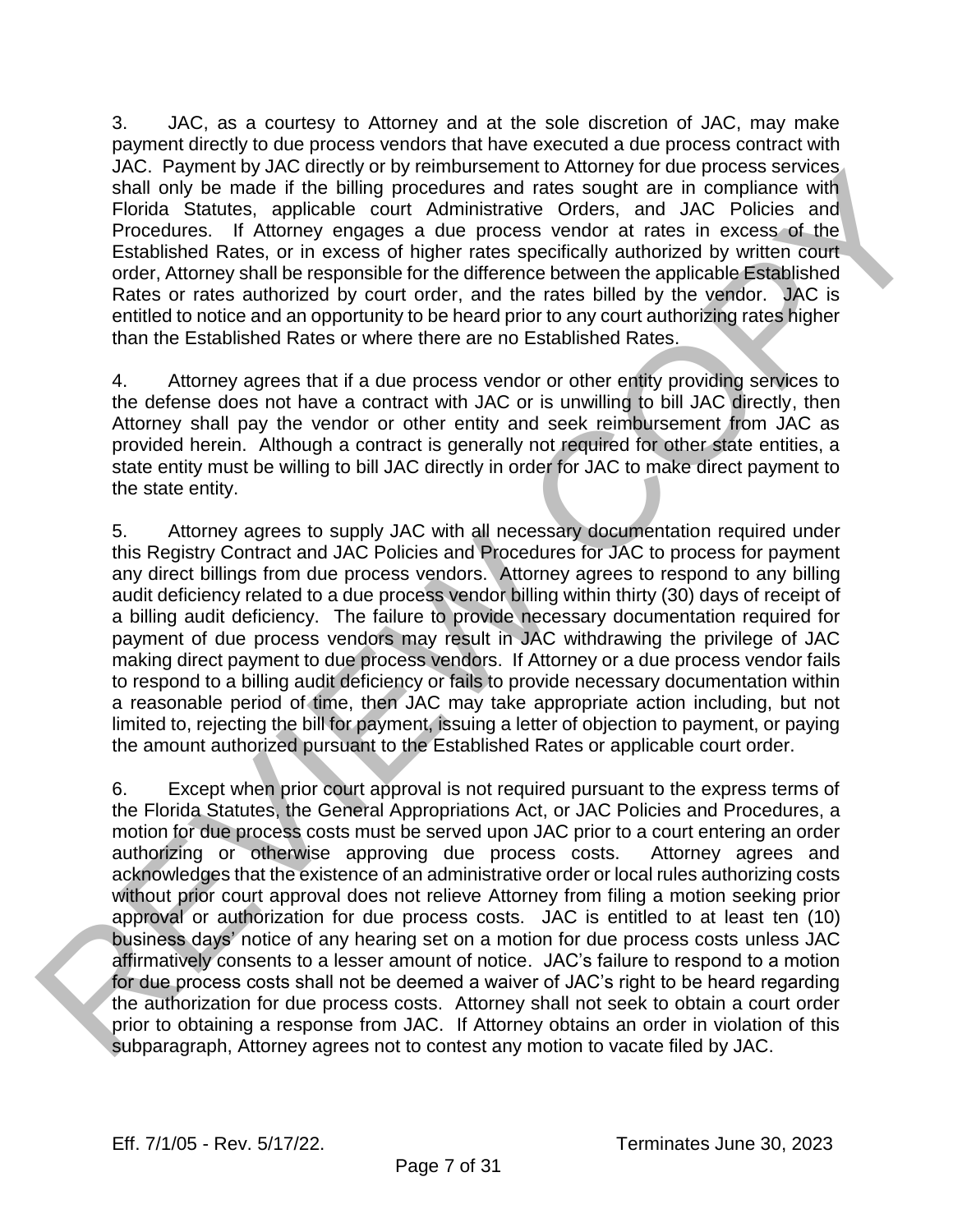3. JAC, as a courtesy to Attorney and at the sole discretion of JAC, may make payment directly to due process vendors that have executed a due process contract with JAC. Payment by JAC directly or by reimbursement to Attorney for due process services shall only be made if the billing procedures and rates sought are in compliance with Florida Statutes, applicable court Administrative Orders, and JAC Policies and Procedures. If Attorney engages a due process vendor at rates in excess of the Established Rates, or in excess of higher rates specifically authorized by written court order, Attorney shall be responsible for the difference between the applicable Established Rates or rates authorized by court order, and the rates billed by the vendor. JAC is entitled to notice and an opportunity to be heard prior to any court authorizing rates higher than the Established Rates or where there are no Established Rates.

4. Attorney agrees that if a due process vendor or other entity providing services to the defense does not have a contract with JAC or is unwilling to bill JAC directly, then Attorney shall pay the vendor or other entity and seek reimbursement from JAC as provided herein. Although a contract is generally not required for other state entities, a state entity must be willing to bill JAC directly in order for JAC to make direct payment to the state entity.

5. Attorney agrees to supply JAC with all necessary documentation required under this Registry Contract and JAC Policies and Procedures for JAC to process for payment any direct billings from due process vendors. Attorney agrees to respond to any billing audit deficiency related to a due process vendor billing within thirty (30) days of receipt of a billing audit deficiency. The failure to provide necessary documentation required for payment of due process vendors may result in JAC withdrawing the privilege of JAC making direct payment to due process vendors. If Attorney or a due process vendor fails to respond to a billing audit deficiency or fails to provide necessary documentation within a reasonable period of time, then JAC may take appropriate action including, but not limited to, rejecting the bill for payment, issuing a letter of objection to payment, or paying the amount authorized pursuant to the Established Rates or applicable court order.

6. Except when prior court approval is not required pursuant to the express terms of the Florida Statutes, the General Appropriations Act, or JAC Policies and Procedures, a motion for due process costs must be served upon JAC prior to a court entering an order authorizing or otherwise approving due process costs. Attorney agrees and acknowledges that the existence of an administrative order or local rules authorizing costs without prior court approval does not relieve Attorney from filing a motion seeking prior approval or authorization for due process costs. JAC is entitled to at least ten (10) business days' notice of any hearing set on a motion for due process costs unless JAC affirmatively consents to a lesser amount of notice. JAC's failure to respond to a motion for due process costs shall not be deemed a waiver of JAC's right to be heard regarding the authorization for due process costs. Attorney shall not seek to obtain a court order prior to obtaining a response from JAC. If Attorney obtains an order in violation of this subparagraph, Attorney agrees not to contest any motion to vacate filed by JAC.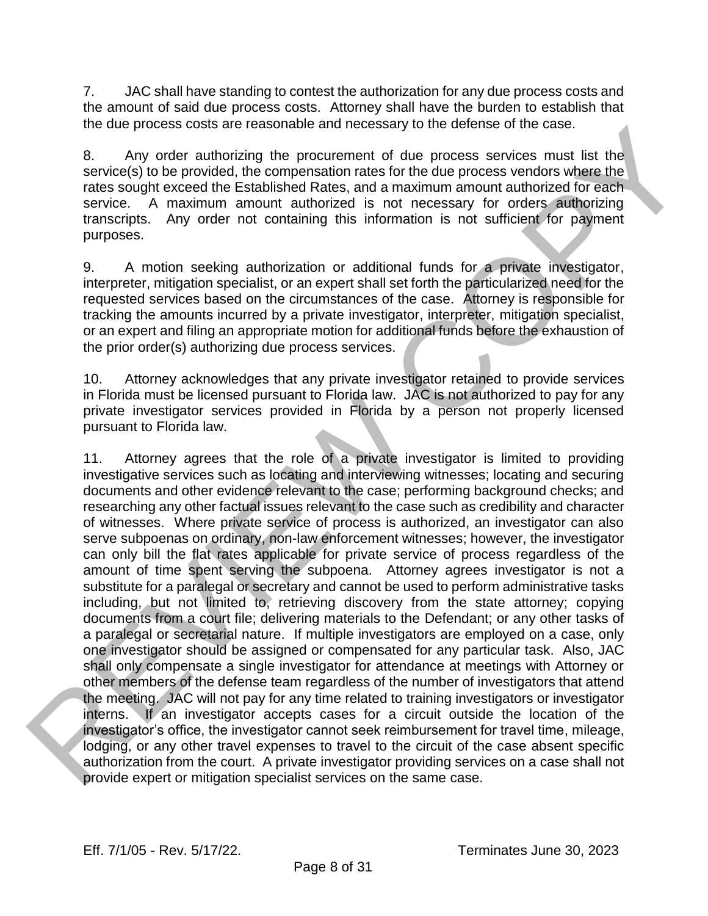7. JAC shall have standing to contest the authorization for any due process costs and the amount of said due process costs. Attorney shall have the burden to establish that the due process costs are reasonable and necessary to the defense of the case.

8. Any order authorizing the procurement of due process services must list the service(s) to be provided, the compensation rates for the due process vendors where the rates sought exceed the Established Rates, and a maximum amount authorized for each service. A maximum amount authorized is not necessary for orders authorizing transcripts. Any order not containing this information is not sufficient for payment purposes.

9. A motion seeking authorization or additional funds for a private investigator, interpreter, mitigation specialist, or an expert shall set forth the particularized need for the requested services based on the circumstances of the case. Attorney is responsible for tracking the amounts incurred by a private investigator, interpreter, mitigation specialist, or an expert and filing an appropriate motion for additional funds before the exhaustion of the prior order(s) authorizing due process services.

10. Attorney acknowledges that any private investigator retained to provide services in Florida must be licensed pursuant to Florida law. JAC is not authorized to pay for any private investigator services provided in Florida by a person not properly licensed pursuant to Florida law.

11. Attorney agrees that the role of a private investigator is limited to providing investigative services such as locating and interviewing witnesses; locating and securing documents and other evidence relevant to the case; performing background checks; and researching any other factual issues relevant to the case such as credibility and character of witnesses. Where private service of process is authorized, an investigator can also serve subpoenas on ordinary, non-law enforcement witnesses; however, the investigator can only bill the flat rates applicable for private service of process regardless of the amount of time spent serving the subpoena. Attorney agrees investigator is not a substitute for a paralegal or secretary and cannot be used to perform administrative tasks including, but not limited to, retrieving discovery from the state attorney; copying documents from a court file; delivering materials to the Defendant; or any other tasks of a paralegal or secretarial nature. If multiple investigators are employed on a case, only one investigator should be assigned or compensated for any particular task. Also, JAC shall only compensate a single investigator for attendance at meetings with Attorney or other members of the defense team regardless of the number of investigators that attend the meeting. JAC will not pay for any time related to training investigators or investigator interns. If an investigator accepts cases for a circuit outside the location of the investigator's office, the investigator cannot seek reimbursement for travel time, mileage, lodging, or any other travel expenses to travel to the circuit of the case absent specific authorization from the court. A private investigator providing services on a case shall not provide expert or mitigation specialist services on the same case.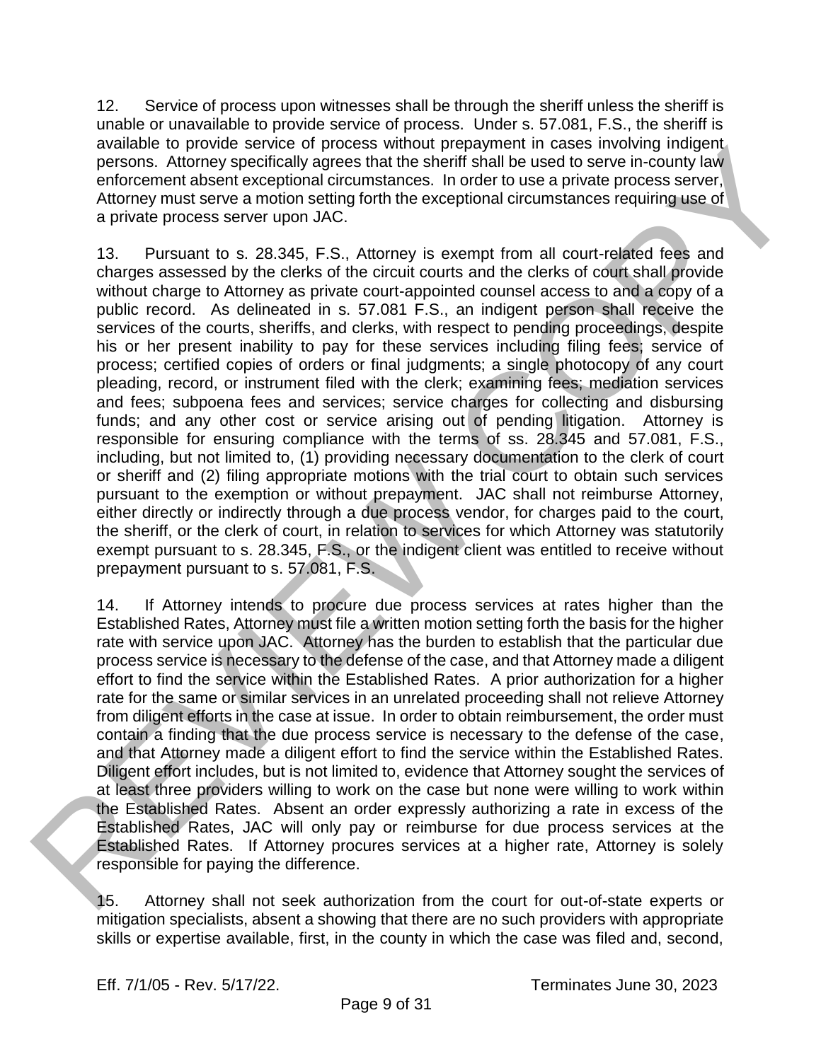12. Service of process upon witnesses shall be through the sheriff unless the sheriff is unable or unavailable to provide service of process. Under s. 57.081, F.S., the sheriff is available to provide service of process without prepayment in cases involving indigent persons. Attorney specifically agrees that the sheriff shall be used to serve in-county law enforcement absent exceptional circumstances. In order to use a private process server, Attorney must serve a motion setting forth the exceptional circumstances requiring use of a private process server upon JAC.

13. Pursuant to s. 28.345, F.S., Attorney is exempt from all court-related fees and charges assessed by the clerks of the circuit courts and the clerks of court shall provide without charge to Attorney as private court-appointed counsel access to and a copy of a public record. As delineated in s. 57.081 F.S., an indigent person shall receive the services of the courts, sheriffs, and clerks, with respect to pending proceedings, despite his or her present inability to pay for these services including filing fees; service of process; certified copies of orders or final judgments; a single photocopy of any court pleading, record, or instrument filed with the clerk; examining fees; mediation services and fees; subpoena fees and services; service charges for collecting and disbursing funds; and any other cost or service arising out of pending litigation. Attorney is responsible for ensuring compliance with the terms of ss. 28.345 and 57.081, F.S., including, but not limited to, (1) providing necessary documentation to the clerk of court or sheriff and (2) filing appropriate motions with the trial court to obtain such services pursuant to the exemption or without prepayment. JAC shall not reimburse Attorney, either directly or indirectly through a due process vendor, for charges paid to the court, the sheriff, or the clerk of court, in relation to services for which Attorney was statutorily exempt pursuant to s. 28.345, F.S., or the indigent client was entitled to receive without prepayment pursuant to s. 57.081, F.S.

14. If Attorney intends to procure due process services at rates higher than the Established Rates, Attorney must file a written motion setting forth the basis for the higher rate with service upon JAC. Attorney has the burden to establish that the particular due process service is necessary to the defense of the case, and that Attorney made a diligent effort to find the service within the Established Rates. A prior authorization for a higher rate for the same or similar services in an unrelated proceeding shall not relieve Attorney from diligent efforts in the case at issue. In order to obtain reimbursement, the order must contain a finding that the due process service is necessary to the defense of the case, and that Attorney made a diligent effort to find the service within the Established Rates. Diligent effort includes, but is not limited to, evidence that Attorney sought the services of at least three providers willing to work on the case but none were willing to work within the Established Rates. Absent an order expressly authorizing a rate in excess of the Established Rates, JAC will only pay or reimburse for due process services at the Established Rates. If Attorney procures services at a higher rate, Attorney is solely responsible for paying the difference.

15. Attorney shall not seek authorization from the court for out-of-state experts or mitigation specialists, absent a showing that there are no such providers with appropriate skills or expertise available, first, in the county in which the case was filed and, second,

Eff. 7/1/05 - Rev. 5/17/22. Terminates June 30, 2023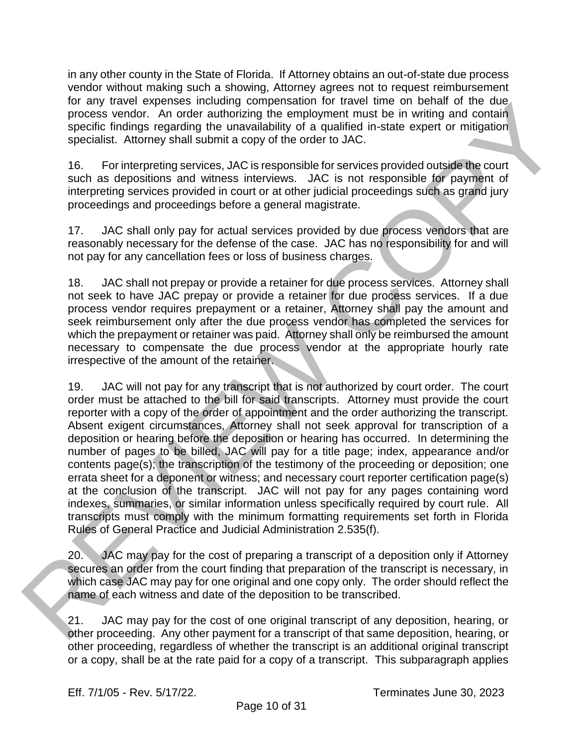in any other county in the State of Florida. If Attorney obtains an out-of-state due process vendor without making such a showing, Attorney agrees not to request reimbursement for any travel expenses including compensation for travel time on behalf of the due process vendor. An order authorizing the employment must be in writing and contain specific findings regarding the unavailability of a qualified in-state expert or mitigation specialist. Attorney shall submit a copy of the order to JAC.

16. For interpreting services, JAC is responsible for services provided outside the court such as depositions and witness interviews. JAC is not responsible for payment of interpreting services provided in court or at other judicial proceedings such as grand jury proceedings and proceedings before a general magistrate.

17. JAC shall only pay for actual services provided by due process vendors that are reasonably necessary for the defense of the case. JAC has no responsibility for and will not pay for any cancellation fees or loss of business charges.

18. JAC shall not prepay or provide a retainer for due process services. Attorney shall not seek to have JAC prepay or provide a retainer for due process services. If a due process vendor requires prepayment or a retainer, Attorney shall pay the amount and seek reimbursement only after the due process vendor has completed the services for which the prepayment or retainer was paid. Attorney shall only be reimbursed the amount necessary to compensate the due process vendor at the appropriate hourly rate irrespective of the amount of the retainer.

19. JAC will not pay for any transcript that is not authorized by court order. The court order must be attached to the bill for said transcripts. Attorney must provide the court reporter with a copy of the order of appointment and the order authorizing the transcript. Absent exigent circumstances, Attorney shall not seek approval for transcription of a deposition or hearing before the deposition or hearing has occurred. In determining the number of pages to be billed, JAC will pay for a title page; index, appearance and/or contents page(s); the transcription of the testimony of the proceeding or deposition; one errata sheet for a deponent or witness; and necessary court reporter certification page(s) at the conclusion of the transcript. JAC will not pay for any pages containing word indexes, summaries, or similar information unless specifically required by court rule. All transcripts must comply with the minimum formatting requirements set forth in Florida Rules of General Practice and Judicial Administration 2.535(f).

20. JAC may pay for the cost of preparing a transcript of a deposition only if Attorney secures an order from the court finding that preparation of the transcript is necessary, in which case JAC may pay for one original and one copy only. The order should reflect the name of each witness and date of the deposition to be transcribed.

21. JAC may pay for the cost of one original transcript of any deposition, hearing, or other proceeding. Any other payment for a transcript of that same deposition, hearing, or other proceeding, regardless of whether the transcript is an additional original transcript or a copy, shall be at the rate paid for a copy of a transcript. This subparagraph applies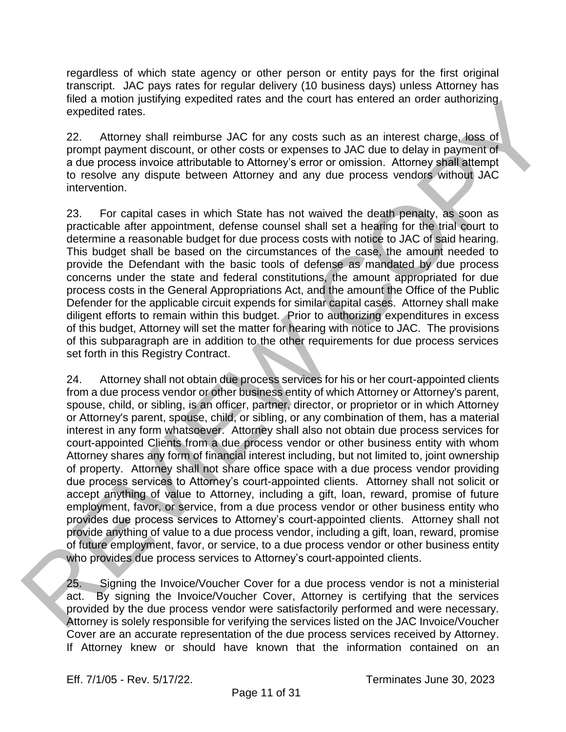regardless of which state agency or other person or entity pays for the first original transcript. JAC pays rates for regular delivery (10 business days) unless Attorney has filed a motion justifying expedited rates and the court has entered an order authorizing expedited rates.

22. Attorney shall reimburse JAC for any costs such as an interest charge, loss of prompt payment discount, or other costs or expenses to JAC due to delay in payment of a due process invoice attributable to Attorney's error or omission. Attorney shall attempt to resolve any dispute between Attorney and any due process vendors without JAC intervention.

23. For capital cases in which State has not waived the death penalty, as soon as practicable after appointment, defense counsel shall set a hearing for the trial court to determine a reasonable budget for due process costs with notice to JAC of said hearing. This budget shall be based on the circumstances of the case, the amount needed to provide the Defendant with the basic tools of defense as mandated by due process concerns under the state and federal constitutions, the amount appropriated for due process costs in the General Appropriations Act, and the amount the Office of the Public Defender for the applicable circuit expends for similar capital cases. Attorney shall make diligent efforts to remain within this budget. Prior to authorizing expenditures in excess of this budget, Attorney will set the matter for hearing with notice to JAC. The provisions of this subparagraph are in addition to the other requirements for due process services set forth in this Registry Contract.

24. Attorney shall not obtain due process services for his or her court-appointed clients from a due process vendor or other business entity of which Attorney or Attorney's parent, spouse, child, or sibling, is an officer, partner, director, or proprietor or in which Attorney or Attorney's parent, spouse, child, or sibling, or any combination of them, has a material interest in any form whatsoever. Attorney shall also not obtain due process services for court-appointed Clients from a due process vendor or other business entity with whom Attorney shares any form of financial interest including, but not limited to, joint ownership of property. Attorney shall not share office space with a due process vendor providing due process services to Attorney's court-appointed clients. Attorney shall not solicit or accept anything of value to Attorney, including a gift, loan, reward, promise of future employment, favor, or service, from a due process vendor or other business entity who provides due process services to Attorney's court-appointed clients. Attorney shall not provide anything of value to a due process vendor, including a gift, loan, reward, promise of future employment, favor, or service, to a due process vendor or other business entity who provides due process services to Attorney's court-appointed clients.

25. Signing the Invoice/Voucher Cover for a due process vendor is not a ministerial act. By signing the Invoice/Voucher Cover, Attorney is certifying that the services provided by the due process vendor were satisfactorily performed and were necessary. Attorney is solely responsible for verifying the services listed on the JAC Invoice/Voucher Cover are an accurate representation of the due process services received by Attorney. If Attorney knew or should have known that the information contained on an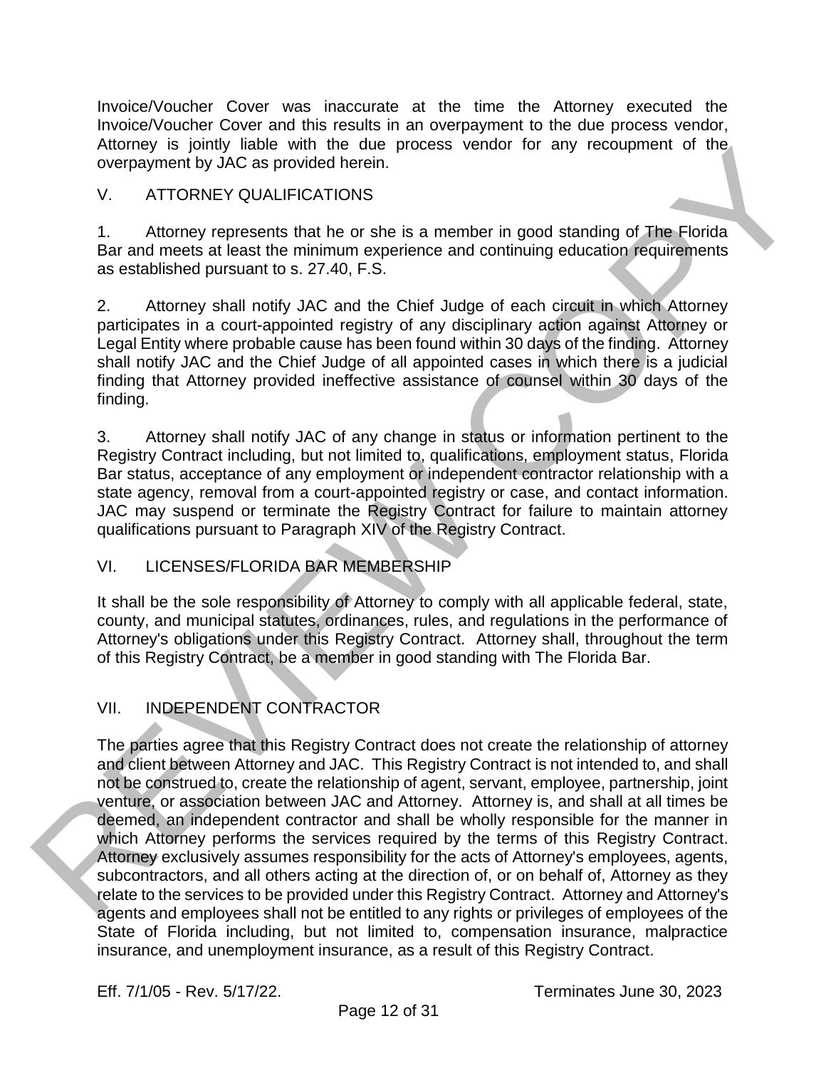Invoice/Voucher Cover was inaccurate at the time the Attorney executed the Invoice/Voucher Cover and this results in an overpayment to the due process vendor, Attorney is jointly liable with the due process vendor for any recoupment of the overpayment by JAC as provided herein.

## V. ATTORNEY QUALIFICATIONS

1. Attorney represents that he or she is a member in good standing of The Florida Bar and meets at least the minimum experience and continuing education requirements as established pursuant to s. 27.40, F.S.

2. Attorney shall notify JAC and the Chief Judge of each circuit in which Attorney participates in a court-appointed registry of any disciplinary action against Attorney or Legal Entity where probable cause has been found within 30 days of the finding. Attorney shall notify JAC and the Chief Judge of all appointed cases in which there is a judicial finding that Attorney provided ineffective assistance of counsel within 30 days of the finding.

3. Attorney shall notify JAC of any change in status or information pertinent to the Registry Contract including, but not limited to, qualifications, employment status, Florida Bar status, acceptance of any employment or independent contractor relationship with a state agency, removal from a court-appointed registry or case, and contact information. JAC may suspend or terminate the Registry Contract for failure to maintain attorney qualifications pursuant to Paragraph XIV of the Registry Contract.

## VI. LICENSES/FLORIDA BAR MEMBERSHIP

It shall be the sole responsibility of Attorney to comply with all applicable federal, state, county, and municipal statutes, ordinances, rules, and regulations in the performance of Attorney's obligations under this Registry Contract. Attorney shall, throughout the term of this Registry Contract, be a member in good standing with The Florida Bar.

## VII. INDEPENDENT CONTRACTOR

The parties agree that this Registry Contract does not create the relationship of attorney and client between Attorney and JAC. This Registry Contract is not intended to, and shall not be construed to, create the relationship of agent, servant, employee, partnership, joint venture, or association between JAC and Attorney. Attorney is, and shall at all times be deemed, an independent contractor and shall be wholly responsible for the manner in which Attorney performs the services required by the terms of this Registry Contract. Attorney exclusively assumes responsibility for the acts of Attorney's employees, agents, subcontractors, and all others acting at the direction of, or on behalf of, Attorney as they relate to the services to be provided under this Registry Contract. Attorney and Attorney's agents and employees shall not be entitled to any rights or privileges of employees of the State of Florida including, but not limited to, compensation insurance, malpractice insurance, and unemployment insurance, as a result of this Registry Contract.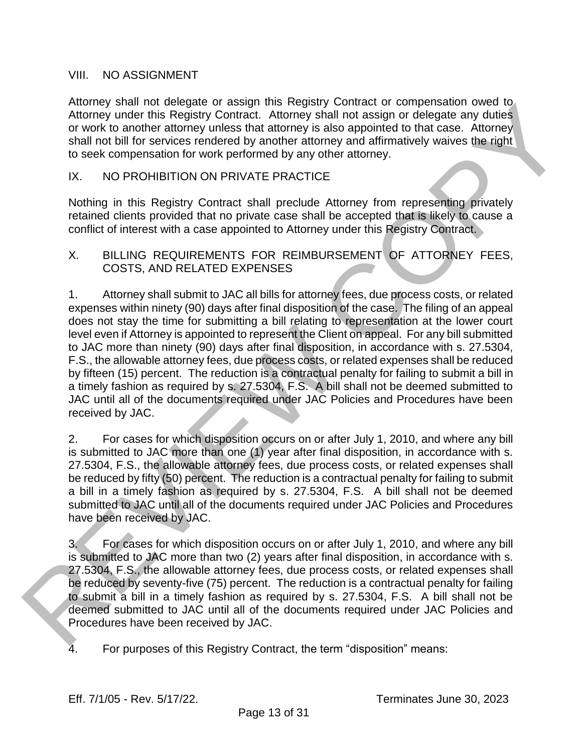## VIII. NO ASSIGNMENT

Attorney shall not delegate or assign this Registry Contract or compensation owed to Attorney under this Registry Contract. Attorney shall not assign or delegate any duties or work to another attorney unless that attorney is also appointed to that case. Attorney shall not bill for services rendered by another attorney and affirmatively waives the right to seek compensation for work performed by any other attorney.

## IX. NO PROHIBITION ON PRIVATE PRACTICE

Nothing in this Registry Contract shall preclude Attorney from representing privately retained clients provided that no private case shall be accepted that is likely to cause a conflict of interest with a case appointed to Attorney under this Registry Contract.

## X. BILLING REQUIREMENTS FOR REIMBURSEMENT OF ATTORNEY FEES, COSTS, AND RELATED EXPENSES

1. Attorney shall submit to JAC all bills for attorney fees, due process costs, or related expenses within ninety (90) days after final disposition of the case. The filing of an appeal does not stay the time for submitting a bill relating to representation at the lower court level even if Attorney is appointed to represent the Client on appeal. For any bill submitted to JAC more than ninety (90) days after final disposition, in accordance with s. 27.5304, F.S., the allowable attorney fees, due process costs, or related expenses shall be reduced by fifteen (15) percent. The reduction is a contractual penalty for failing to submit a bill in a timely fashion as required by s. 27.5304, F.S. A bill shall not be deemed submitted to JAC until all of the documents required under JAC Policies and Procedures have been received by JAC.

2. For cases for which disposition occurs on or after July 1, 2010, and where any bill is submitted to JAC more than one (1) year after final disposition, in accordance with s. 27.5304, F.S., the allowable attorney fees, due process costs, or related expenses shall be reduced by fifty (50) percent. The reduction is a contractual penalty for failing to submit a bill in a timely fashion as required by s. 27.5304, F.S. A bill shall not be deemed submitted to JAC until all of the documents required under JAC Policies and Procedures have been received by JAC.

3. For cases for which disposition occurs on or after July 1, 2010, and where any bill is submitted to JAC more than two (2) years after final disposition, in accordance with s. 27.5304, F.S., the allowable attorney fees, due process costs, or related expenses shall be reduced by seventy-five (75) percent. The reduction is a contractual penalty for failing to submit a bill in a timely fashion as required by s. 27.5304, F.S. A bill shall not be deemed submitted to JAC until all of the documents required under JAC Policies and Procedures have been received by JAC.

4. For purposes of this Registry Contract, the term "disposition" means: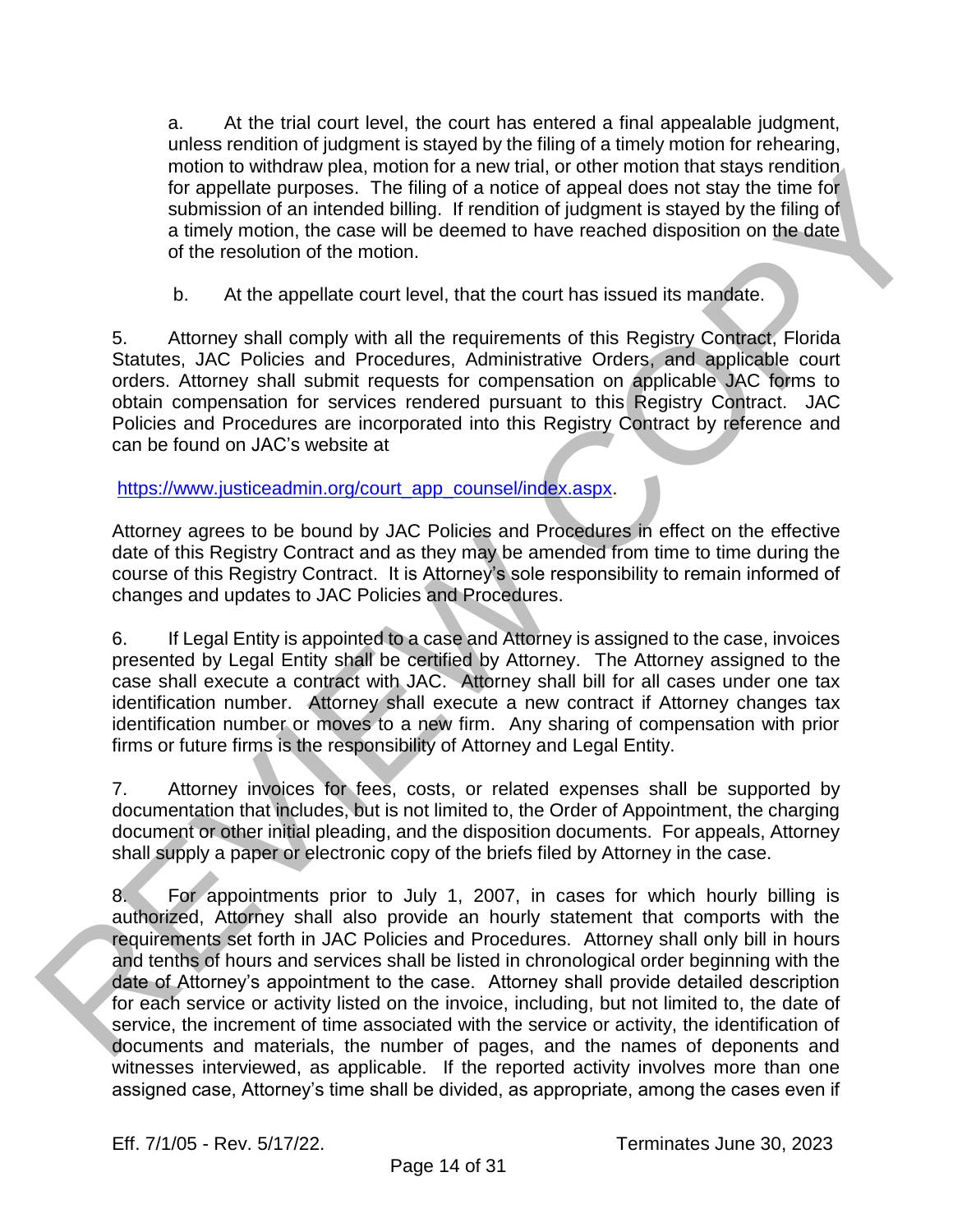a. At the trial court level, the court has entered a final appealable judgment, unless rendition of judgment is stayed by the filing of a timely motion for rehearing, motion to withdraw plea, motion for a new trial, or other motion that stays rendition for appellate purposes. The filing of a notice of appeal does not stay the time for submission of an intended billing. If rendition of judgment is stayed by the filing of a timely motion, the case will be deemed to have reached disposition on the date of the resolution of the motion.

b. At the appellate court level, that the court has issued its mandate.

5. Attorney shall comply with all the requirements of this Registry Contract, Florida Statutes, JAC Policies and Procedures, Administrative Orders, and applicable court orders. Attorney shall submit requests for compensation on applicable JAC forms to obtain compensation for services rendered pursuant to this Registry Contract. JAC Policies and Procedures are incorporated into this Registry Contract by reference and can be found on JAC's website at

https://www.justiceadmin.org/court_app_counsel/index.aspx.

Attorney agrees to be bound by JAC Policies and Procedures in effect on the effective date of this Registry Contract and as they may be amended from time to time during the course of this Registry Contract. It is Attorney's sole responsibility to remain informed of changes and updates to JAC Policies and Procedures.

6. If Legal Entity is appointed to a case and Attorney is assigned to the case, invoices presented by Legal Entity shall be certified by Attorney. The Attorney assigned to the case shall execute a contract with JAC. Attorney shall bill for all cases under one tax identification number. Attorney shall execute a new contract if Attorney changes tax identification number or moves to a new firm. Any sharing of compensation with prior firms or future firms is the responsibility of Attorney and Legal Entity.

7. Attorney invoices for fees, costs, or related expenses shall be supported by documentation that includes, but is not limited to, the Order of Appointment, the charging document or other initial pleading, and the disposition documents. For appeals, Attorney shall supply a paper or electronic copy of the briefs filed by Attorney in the case.

8. For appointments prior to July 1, 2007, in cases for which hourly billing is authorized, Attorney shall also provide an hourly statement that comports with the requirements set forth in JAC Policies and Procedures. Attorney shall only bill in hours and tenths of hours and services shall be listed in chronological order beginning with the date of Attorney's appointment to the case. Attorney shall provide detailed description for each service or activity listed on the invoice, including, but not limited to, the date of service, the increment of time associated with the service or activity, the identification of documents and materials, the number of pages, and the names of deponents and witnesses interviewed, as applicable. If the reported activity involves more than one assigned case, Attorney's time shall be divided, as appropriate, among the cases even if

Eff. 7/1/05 - Rev. 5/17/22. Terminates June 30, 2023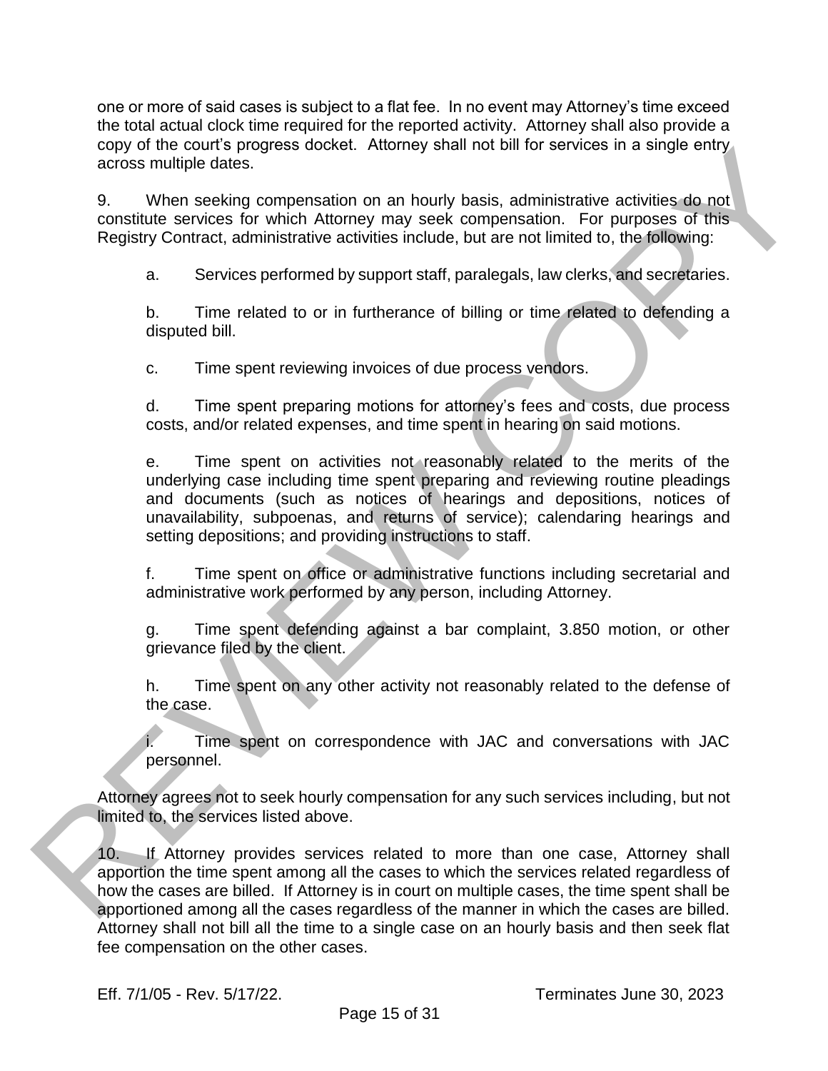one or more of said cases is subject to a flat fee. In no event may Attorney's time exceed the total actual clock time required for the reported activity. Attorney shall also provide a copy of the court's progress docket. Attorney shall not bill for services in a single entry across multiple dates.

9. When seeking compensation on an hourly basis, administrative activities do not constitute services for which Attorney may seek compensation. For purposes of this Registry Contract, administrative activities include, but are not limited to, the following:

a. Services performed by support staff, paralegals, law clerks, and secretaries.

b. Time related to or in furtherance of billing or time related to defending a disputed bill.

c. Time spent reviewing invoices of due process vendors.

d. Time spent preparing motions for attorney's fees and costs, due process costs, and/or related expenses, and time spent in hearing on said motions.

e. Time spent on activities not reasonably related to the merits of the underlying case including time spent preparing and reviewing routine pleadings and documents (such as notices of hearings and depositions, notices of unavailability, subpoenas, and returns of service); calendaring hearings and setting depositions; and providing instructions to staff.

f. Time spent on office or administrative functions including secretarial and administrative work performed by any person, including Attorney.

g. Time spent defending against a bar complaint, 3.850 motion, or other grievance filed by the client.

h. Time spent on any other activity not reasonably related to the defense of the case.

i. Time spent on correspondence with JAC and conversations with JAC personnel.

Attorney agrees not to seek hourly compensation for any such services including, but not limited to, the services listed above.

10. If Attorney provides services related to more than one case, Attorney shall apportion the time spent among all the cases to which the services related regardless of how the cases are billed. If Attorney is in court on multiple cases, the time spent shall be apportioned among all the cases regardless of the manner in which the cases are billed. Attorney shall not bill all the time to a single case on an hourly basis and then seek flat fee compensation on the other cases.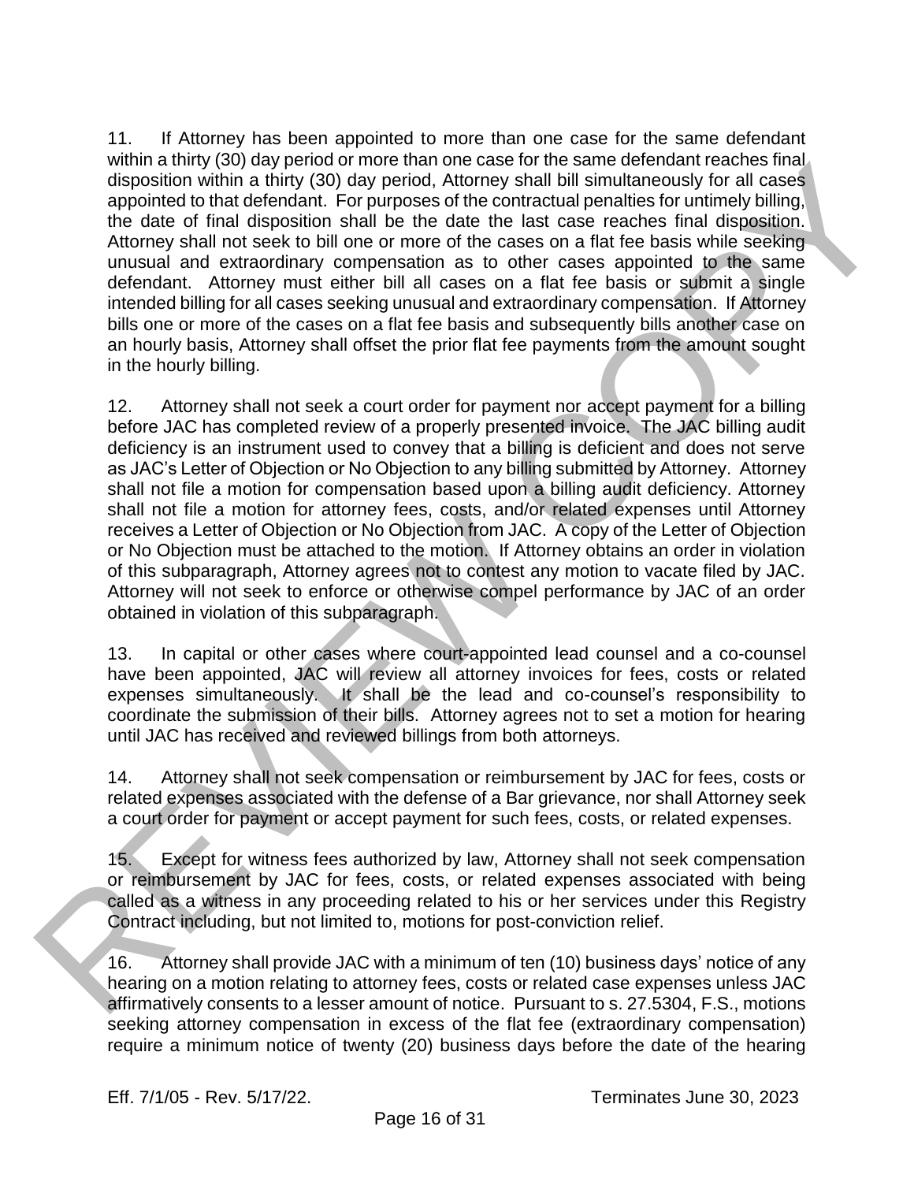11. If Attorney has been appointed to more than one case for the same defendant within a thirty (30) day period or more than one case for the same defendant reaches final disposition within a thirty (30) day period, Attorney shall bill simultaneously for all cases appointed to that defendant. For purposes of the contractual penalties for untimely billing, the date of final disposition shall be the date the last case reaches final disposition. Attorney shall not seek to bill one or more of the cases on a flat fee basis while seeking unusual and extraordinary compensation as to other cases appointed to the same defendant. Attorney must either bill all cases on a flat fee basis or submit a single intended billing for all cases seeking unusual and extraordinary compensation. If Attorney bills one or more of the cases on a flat fee basis and subsequently bills another case on an hourly basis, Attorney shall offset the prior flat fee payments from the amount sought in the hourly billing.

12. Attorney shall not seek a court order for payment nor accept payment for a billing before JAC has completed review of a properly presented invoice. The JAC billing audit deficiency is an instrument used to convey that a billing is deficient and does not serve as JAC's Letter of Objection or No Objection to any billing submitted by Attorney. Attorney shall not file a motion for compensation based upon a billing audit deficiency. Attorney shall not file a motion for attorney fees, costs, and/or related expenses until Attorney receives a Letter of Objection or No Objection from JAC. A copy of the Letter of Objection or No Objection must be attached to the motion. If Attorney obtains an order in violation of this subparagraph, Attorney agrees not to contest any motion to vacate filed by JAC. Attorney will not seek to enforce or otherwise compel performance by JAC of an order obtained in violation of this subparagraph.

13. In capital or other cases where court-appointed lead counsel and a co-counsel have been appointed, JAC will review all attorney invoices for fees, costs or related expenses simultaneously. It shall be the lead and co-counsel's responsibility to coordinate the submission of their bills. Attorney agrees not to set a motion for hearing until JAC has received and reviewed billings from both attorneys.

14. Attorney shall not seek compensation or reimbursement by JAC for fees, costs or related expenses associated with the defense of a Bar grievance, nor shall Attorney seek a court order for payment or accept payment for such fees, costs, or related expenses.

15. Except for witness fees authorized by law, Attorney shall not seek compensation or reimbursement by JAC for fees, costs, or related expenses associated with being called as a witness in any proceeding related to his or her services under this Registry Contract including, but not limited to, motions for post-conviction relief.

16. Attorney shall provide JAC with a minimum of ten (10) business days' notice of any hearing on a motion relating to attorney fees, costs or related case expenses unless JAC affirmatively consents to a lesser amount of notice. Pursuant to s. 27.5304, F.S., motions seeking attorney compensation in excess of the flat fee (extraordinary compensation) require a minimum notice of twenty (20) business days before the date of the hearing

Eff. 7/1/05 - Rev. 5/17/22. Terminates June 30, 2023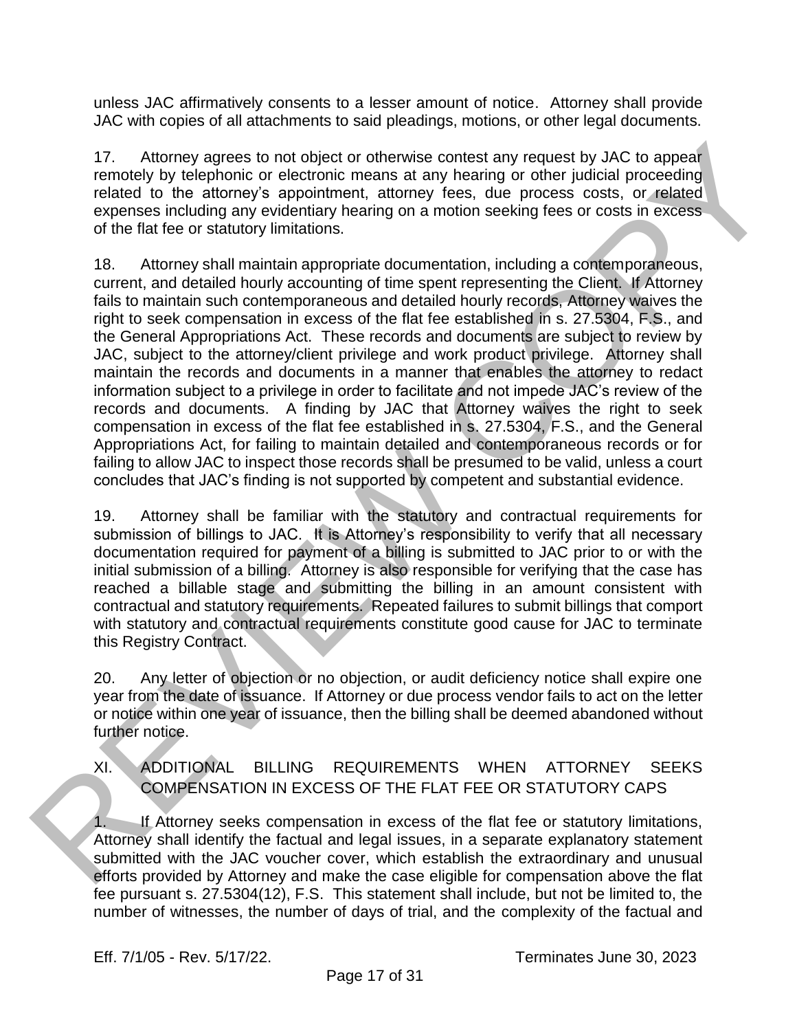unless JAC affirmatively consents to a lesser amount of notice. Attorney shall provide JAC with copies of all attachments to said pleadings, motions, or other legal documents.

17. Attorney agrees to not object or otherwise contest any request by JAC to appear remotely by telephonic or electronic means at any hearing or other judicial proceeding related to the attorney's appointment, attorney fees, due process costs, or related expenses including any evidentiary hearing on a motion seeking fees or costs in excess of the flat fee or statutory limitations.

18. Attorney shall maintain appropriate documentation, including a contemporaneous, current, and detailed hourly accounting of time spent representing the Client. If Attorney fails to maintain such contemporaneous and detailed hourly records, Attorney waives the right to seek compensation in excess of the flat fee established in s. 27.5304, F.S., and the General Appropriations Act. These records and documents are subject to review by JAC, subject to the attorney/client privilege and work product privilege. Attorney shall maintain the records and documents in a manner that enables the attorney to redact information subject to a privilege in order to facilitate and not impede JAC's review of the records and documents. A finding by JAC that Attorney waives the right to seek compensation in excess of the flat fee established in s. 27.5304, F.S., and the General Appropriations Act, for failing to maintain detailed and contemporaneous records or for failing to allow JAC to inspect those records shall be presumed to be valid, unless a court concludes that JAC's finding is not supported by competent and substantial evidence.

19. Attorney shall be familiar with the statutory and contractual requirements for submission of billings to JAC. It is Attorney's responsibility to verify that all necessary documentation required for payment of a billing is submitted to JAC prior to or with the initial submission of a billing. Attorney is also responsible for verifying that the case has reached a billable stage and submitting the billing in an amount consistent with contractual and statutory requirements. Repeated failures to submit billings that comport with statutory and contractual requirements constitute good cause for JAC to terminate this Registry Contract.

20. Any letter of objection or no objection, or audit deficiency notice shall expire one year from the date of issuance. If Attorney or due process vendor fails to act on the letter or notice within one year of issuance, then the billing shall be deemed abandoned without further notice.

## XI. ADDITIONAL BILLING REQUIREMENTS WHEN ATTORNEY SEEKS COMPENSATION IN EXCESS OF THE FLAT FEE OR STATUTORY CAPS

1. If Attorney seeks compensation in excess of the flat fee or statutory limitations, Attorney shall identify the factual and legal issues, in a separate explanatory statement submitted with the JAC voucher cover, which establish the extraordinary and unusual efforts provided by Attorney and make the case eligible for compensation above the flat fee pursuant s. 27.5304(12), F.S. This statement shall include, but not be limited to, the number of witnesses, the number of days of trial, and the complexity of the factual and

Eff. 7/1/05 - Rev. 5/17/22. Terminates June 30, 2023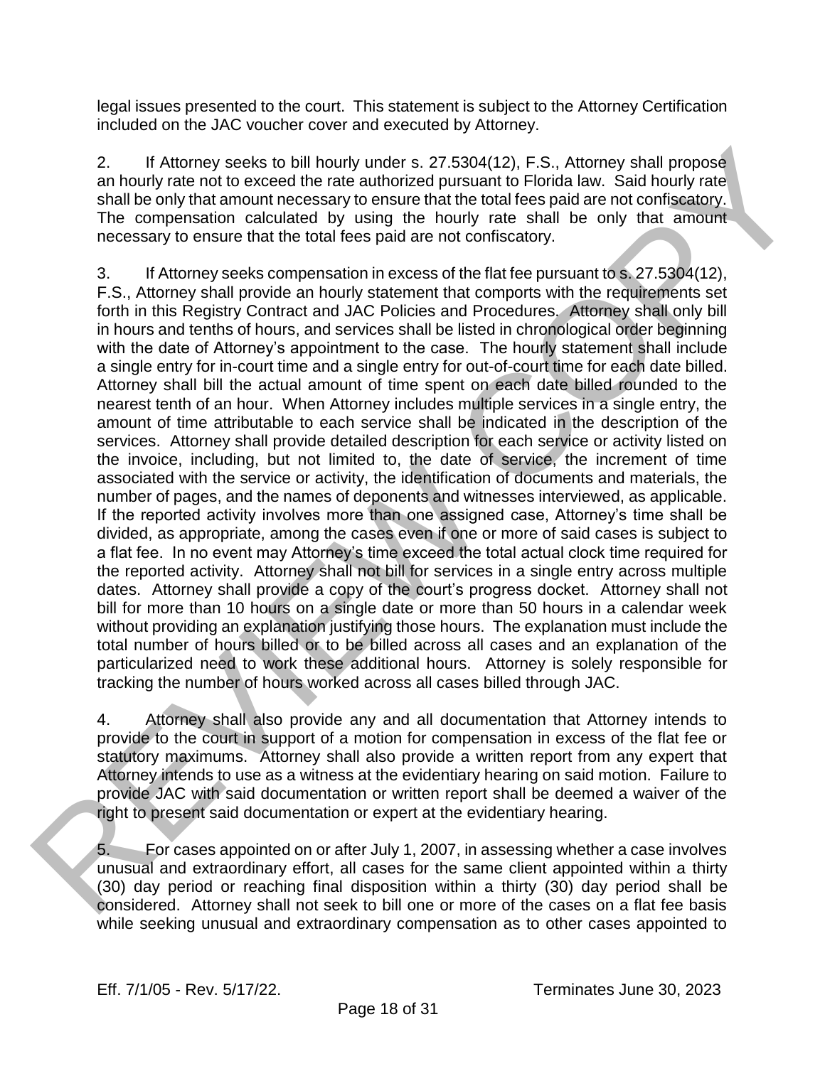legal issues presented to the court. This statement is subject to the Attorney Certification included on the JAC voucher cover and executed by Attorney.

2. If Attorney seeks to bill hourly under s. 27.5304(12), F.S., Attorney shall propose an hourly rate not to exceed the rate authorized pursuant to Florida law. Said hourly rate shall be only that amount necessary to ensure that the total fees paid are not confiscatory. The compensation calculated by using the hourly rate shall be only that amount necessary to ensure that the total fees paid are not confiscatory.

3. If Attorney seeks compensation in excess of the flat fee pursuant to s. 27.5304(12), F.S., Attorney shall provide an hourly statement that comports with the requirements set forth in this Registry Contract and JAC Policies and Procedures. Attorney shall only bill in hours and tenths of hours, and services shall be listed in chronological order beginning with the date of Attorney's appointment to the case. The hourly statement shall include a single entry for in-court time and a single entry for out-of-court time for each date billed. Attorney shall bill the actual amount of time spent on each date billed rounded to the nearest tenth of an hour. When Attorney includes multiple services in a single entry, the amount of time attributable to each service shall be indicated in the description of the services. Attorney shall provide detailed description for each service or activity listed on the invoice, including, but not limited to, the date of service, the increment of time associated with the service or activity, the identification of documents and materials, the number of pages, and the names of deponents and witnesses interviewed, as applicable. If the reported activity involves more than one assigned case, Attorney's time shall be divided, as appropriate, among the cases even if one or more of said cases is subject to a flat fee. In no event may Attorney's time exceed the total actual clock time required for the reported activity. Attorney shall not bill for services in a single entry across multiple dates. Attorney shall provide a copy of the court's progress docket. Attorney shall not bill for more than 10 hours on a single date or more than 50 hours in a calendar week without providing an explanation justifying those hours. The explanation must include the total number of hours billed or to be billed across all cases and an explanation of the particularized need to work these additional hours. Attorney is solely responsible for tracking the number of hours worked across all cases billed through JAC.

4. Attorney shall also provide any and all documentation that Attorney intends to provide to the court in support of a motion for compensation in excess of the flat fee or statutory maximums. Attorney shall also provide a written report from any expert that Attorney intends to use as a witness at the evidentiary hearing on said motion. Failure to provide JAC with said documentation or written report shall be deemed a waiver of the right to present said documentation or expert at the evidentiary hearing.

5. For cases appointed on or after July 1, 2007, in assessing whether a case involves unusual and extraordinary effort, all cases for the same client appointed within a thirty (30) day period or reaching final disposition within a thirty (30) day period shall be considered. Attorney shall not seek to bill one or more of the cases on a flat fee basis while seeking unusual and extraordinary compensation as to other cases appointed to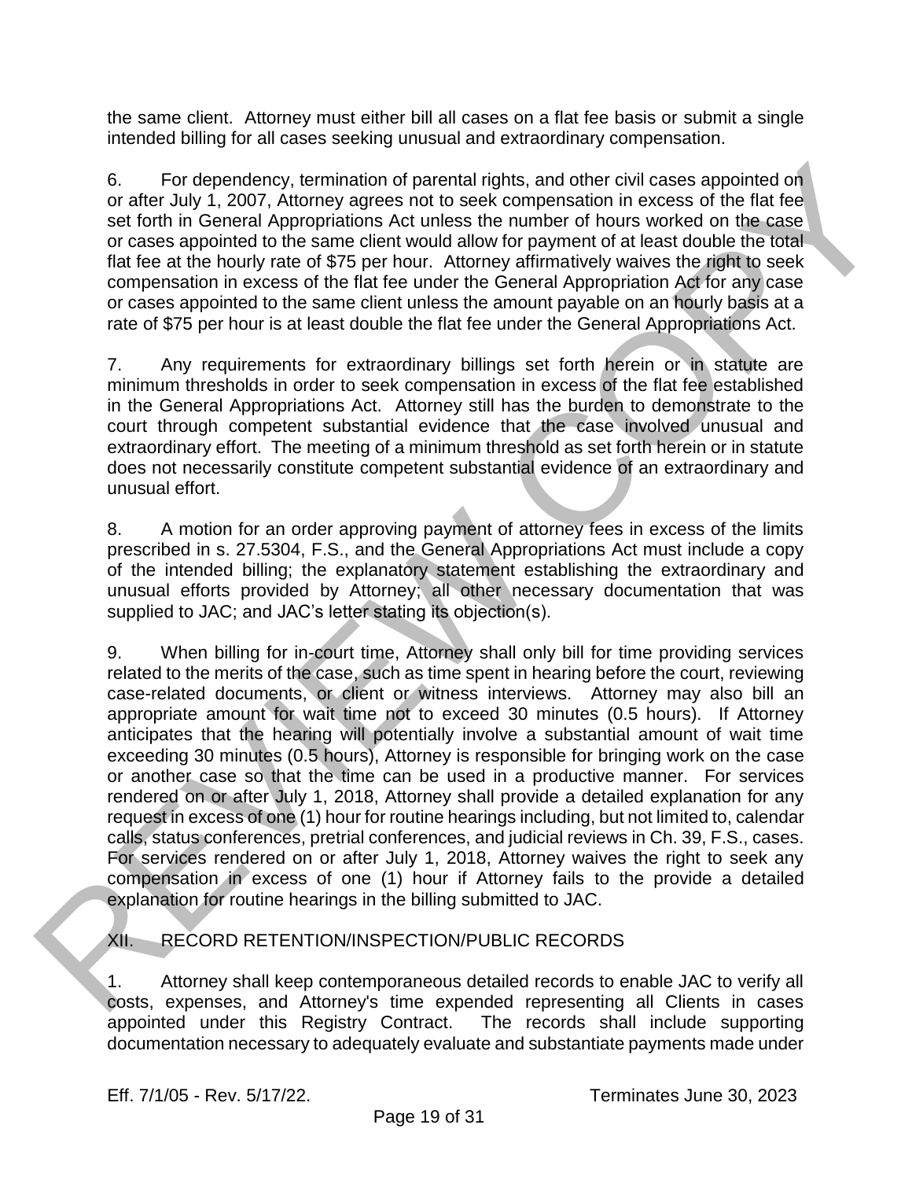the same client. Attorney must either bill all cases on a flat fee basis or submit a single intended billing for all cases seeking unusual and extraordinary compensation.

6. For dependency, termination of parental rights, and other civil cases appointed on or after July 1, 2007, Attorney agrees not to seek compensation in excess of the flat fee set forth in General Appropriations Act unless the number of hours worked on the case or cases appointed to the same client would allow for payment of at least double the total flat fee at the hourly rate of $75 per hour. Attorney affirmatively waives the right to seek compensation in excess of the flat fee under the General Appropriation Act for any case or cases appointed to the same client unless the amount payable on an hourly basis at a rate of $75 per hour is at least double the flat fee under the General Appropriations Act.

7. Any requirements for extraordinary billings set forth herein or in statute are minimum thresholds in order to seek compensation in excess of the flat fee established in the General Appropriations Act. Attorney still has the burden to demonstrate to the court through competent substantial evidence that the case involved unusual and extraordinary effort. The meeting of a minimum threshold as set forth herein or in statute does not necessarily constitute competent substantial evidence of an extraordinary and unusual effort.

8. A motion for an order approving payment of attorney fees in excess of the limits prescribed in s. 27.5304, F.S., and the General Appropriations Act must include a copy of the intended billing; the explanatory statement establishing the extraordinary and unusual efforts provided by Attorney; all other necessary documentation that was supplied to JAC; and JAC's letter stating its objection(s).

9. When billing for in-court time, Attorney shall only bill for time providing services related to the merits of the case, such as time spent in hearing before the court, reviewing case-related documents, or client or witness interviews. Attorney may also bill an appropriate amount for wait time not to exceed 30 minutes (0.5 hours). If Attorney anticipates that the hearing will potentially involve a substantial amount of wait time exceeding 30 minutes (0.5 hours), Attorney is responsible for bringing work on the case or another case so that the time can be used in a productive manner. For services rendered on or after July 1, 2018, Attorney shall provide a detailed explanation for any request in excess of one (1) hour for routine hearings including, but not limited to, calendar calls, status conferences, pretrial conferences, and judicial reviews in Ch. 39, F.S., cases. For services rendered on or after July 1, 2018, Attorney waives the right to seek any compensation in excess of one (1) hour if Attorney fails to the provide a detailed explanation for routine hearings in the billing submitted to JAC.

## XII. RECORD RETENTION/INSPECTION/PUBLIC RECORDS

1. Attorney shall keep contemporaneous detailed records to enable JAC to verify all costs, expenses, and Attorney's time expended representing all Clients in cases appointed under this Registry Contract. The records shall include supporting documentation necessary to adequately evaluate and substantiate payments made under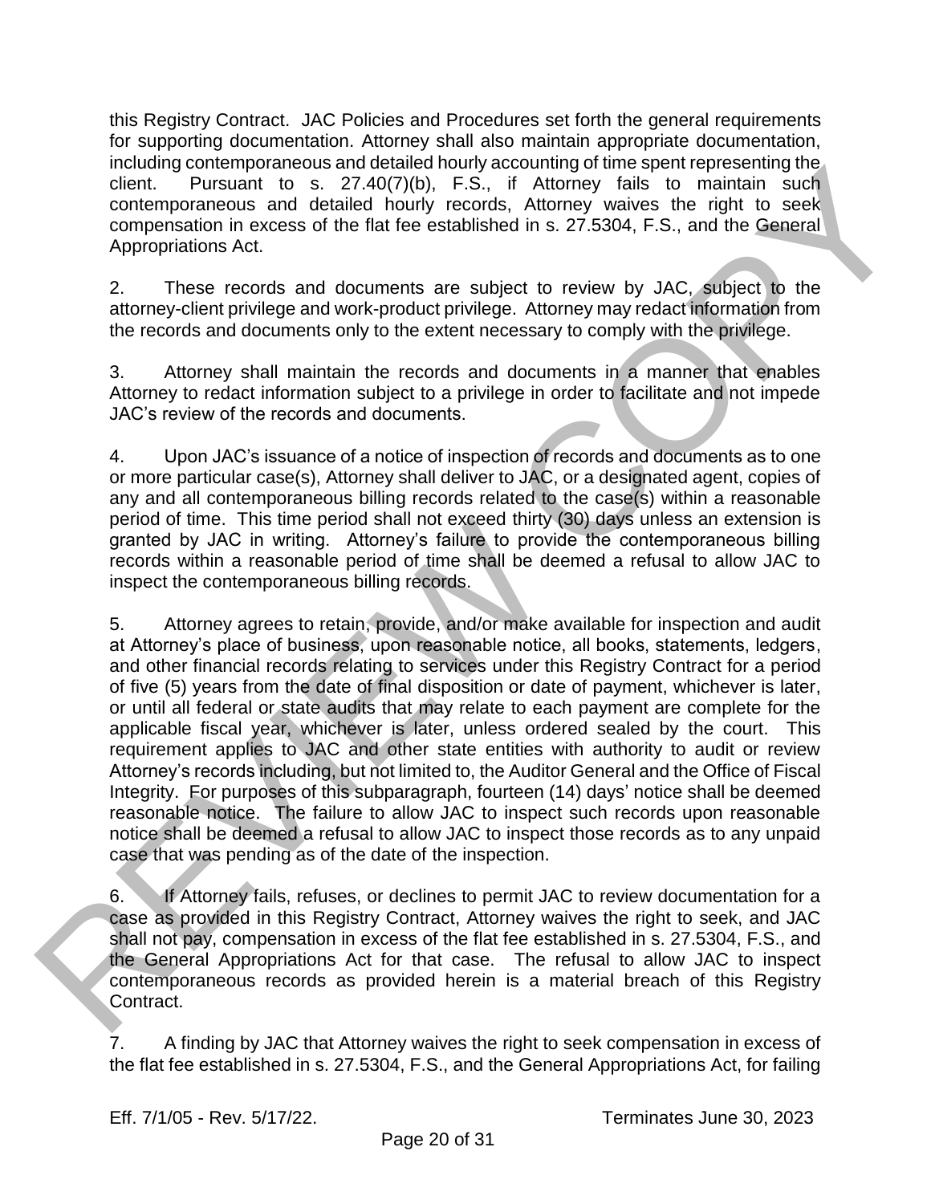this Registry Contract. JAC Policies and Procedures set forth the general requirements for supporting documentation. Attorney shall also maintain appropriate documentation, including contemporaneous and detailed hourly accounting of time spent representing the client. Pursuant to s. 27.40(7)(b), F.S., if Attorney fails to maintain such contemporaneous and detailed hourly records, Attorney waives the right to seek compensation in excess of the flat fee established in s. 27.5304, F.S., and the General Appropriations Act.

2. These records and documents are subject to review by JAC, subject to the attorney-client privilege and work-product privilege. Attorney may redact information from the records and documents only to the extent necessary to comply with the privilege.

3. Attorney shall maintain the records and documents in a manner that enables Attorney to redact information subject to a privilege in order to facilitate and not impede JAC's review of the records and documents.

4. Upon JAC's issuance of a notice of inspection of records and documents as to one or more particular case(s), Attorney shall deliver to JAC, or a designated agent, copies of any and all contemporaneous billing records related to the case(s) within a reasonable period of time. This time period shall not exceed thirty (30) days unless an extension is granted by JAC in writing. Attorney's failure to provide the contemporaneous billing records within a reasonable period of time shall be deemed a refusal to allow JAC to inspect the contemporaneous billing records.

5. Attorney agrees to retain, provide, and/or make available for inspection and audit at Attorney's place of business, upon reasonable notice, all books, statements, ledgers, and other financial records relating to services under this Registry Contract for a period of five (5) years from the date of final disposition or date of payment, whichever is later, or until all federal or state audits that may relate to each payment are complete for the applicable fiscal year, whichever is later, unless ordered sealed by the court. This requirement applies to JAC and other state entities with authority to audit or review Attorney's records including, but not limited to, the Auditor General and the Office of Fiscal Integrity. For purposes of this subparagraph, fourteen (14) days' notice shall be deemed reasonable notice. The failure to allow JAC to inspect such records upon reasonable notice shall be deemed a refusal to allow JAC to inspect those records as to any unpaid case that was pending as of the date of the inspection.

6. If Attorney fails, refuses, or declines to permit JAC to review documentation for a case as provided in this Registry Contract, Attorney waives the right to seek, and JAC shall not pay, compensation in excess of the flat fee established in s. 27.5304, F.S., and the General Appropriations Act for that case. The refusal to allow JAC to inspect contemporaneous records as provided herein is a material breach of this Registry Contract.

7. A finding by JAC that Attorney waives the right to seek compensation in excess of the flat fee established in s. 27.5304, F.S., and the General Appropriations Act, for failing

Eff. 7/1/05 - Rev. 5/17/22. Terminates June 30, 2023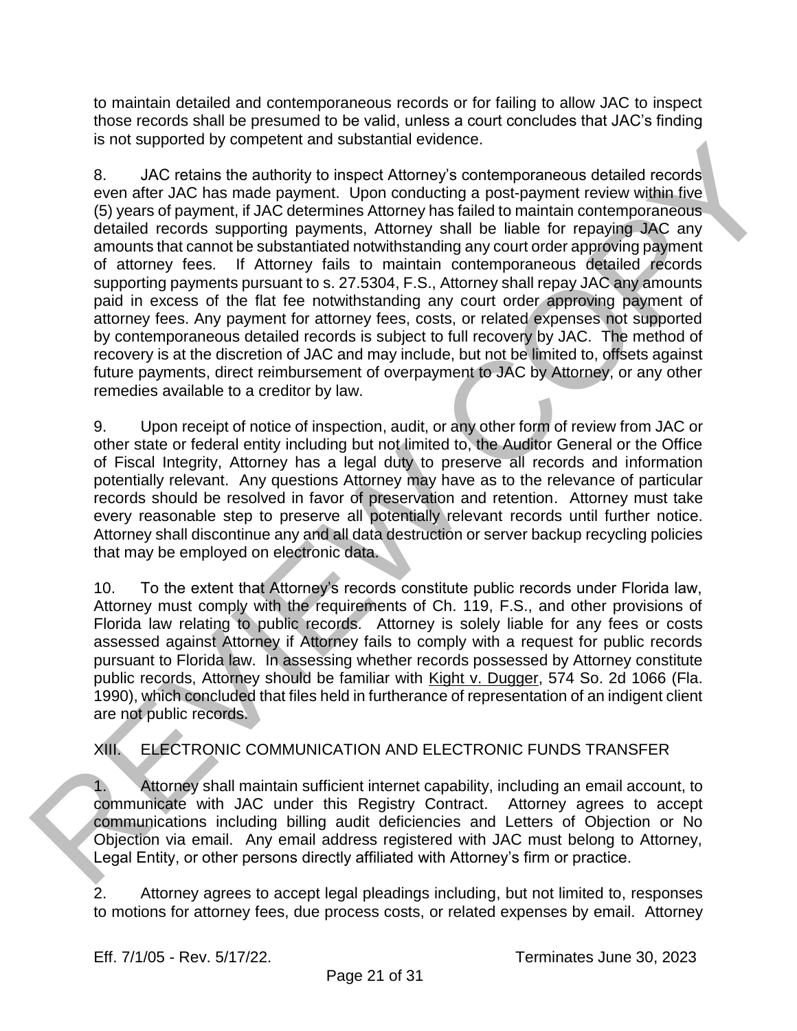to maintain detailed and contemporaneous records or for failing to allow JAC to inspect those records shall be presumed to be valid, unless a court concludes that JAC's finding is not supported by competent and substantial evidence.

8. JAC retains the authority to inspect Attorney's contemporaneous detailed records even after JAC has made payment. Upon conducting a post-payment review within five (5) years of payment, if JAC determines Attorney has failed to maintain contemporaneous detailed records supporting payments, Attorney shall be liable for repaying JAC any amounts that cannot be substantiated notwithstanding any court order approving payment of attorney fees. If Attorney fails to maintain contemporaneous detailed records supporting payments pursuant to s. 27.5304, F.S., Attorney shall repay JAC any amounts paid in excess of the flat fee notwithstanding any court order approving payment of attorney fees. Any payment for attorney fees, costs, or related expenses not supported by contemporaneous detailed records is subject to full recovery by JAC. The method of recovery is at the discretion of JAC and may include, but not be limited to, offsets against future payments, direct reimbursement of overpayment to JAC by Attorney, or any other remedies available to a creditor by law.

9. Upon receipt of notice of inspection, audit, or any other form of review from JAC or other state or federal entity including but not limited to, the Auditor General or the Office of Fiscal Integrity, Attorney has a legal duty to preserve all records and information potentially relevant. Any questions Attorney may have as to the relevance of particular records should be resolved in favor of preservation and retention. Attorney must take every reasonable step to preserve all potentially relevant records until further notice. Attorney shall discontinue any and all data destruction or server backup recycling policies that may be employed on electronic data.

10. To the extent that Attorney's records constitute public records under Florida law, Attorney must comply with the requirements of Ch. 119, F.S., and other provisions of Florida law relating to public records. Attorney is solely liable for any fees or costs assessed against Attorney if Attorney fails to comply with a request for public records pursuant to Florida law. In assessing whether records possessed by Attorney constitute public records, Attorney should be familiar with Kight v. Dugger, 574 So. 2d 1066 (Fla. 1990), which concluded that files held in furtherance of representation of an indigent client are not public records.

## XIII. ELECTRONIC COMMUNICATION AND ELECTRONIC FUNDS TRANSFER

1. Attorney shall maintain sufficient internet capability, including an email account, to communicate with JAC under this Registry Contract. Attorney agrees to accept communications including billing audit deficiencies and Letters of Objection or No Objection via email. Any email address registered with JAC must belong to Attorney, Legal Entity, or other persons directly affiliated with Attorney's firm or practice.

2. Attorney agrees to accept legal pleadings including, but not limited to, responses to motions for attorney fees, due process costs, or related expenses by email. Attorney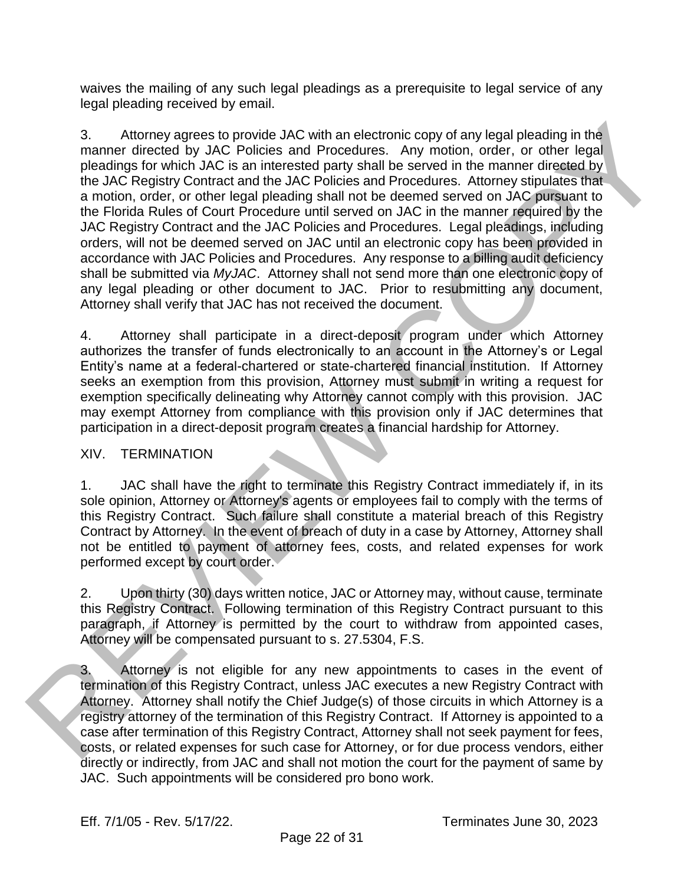waives the mailing of any such legal pleadings as a prerequisite to legal service of any legal pleading received by email.

3. Attorney agrees to provide JAC with an electronic copy of any legal pleading in the manner directed by JAC Policies and Procedures. Any motion, order, or other legal pleadings for which JAC is an interested party shall be served in the manner directed by the JAC Registry Contract and the JAC Policies and Procedures. Attorney stipulates that a motion, order, or other legal pleading shall not be deemed served on JAC pursuant to the Florida Rules of Court Procedure until served on JAC in the manner required by the JAC Registry Contract and the JAC Policies and Procedures. Legal pleadings, including orders, will not be deemed served on JAC until an electronic copy has been provided in accordance with JAC Policies and Procedures. Any response to a billing audit deficiency shall be submitted via *MyJAC*. Attorney shall not send more than one electronic copy of any legal pleading or other document to JAC. Prior to resubmitting any document, Attorney shall verify that JAC has not received the document.

4. Attorney shall participate in a direct-deposit program under which Attorney authorizes the transfer of funds electronically to an account in the Attorney's or Legal Entity's name at a federal-chartered or state-chartered financial institution. If Attorney seeks an exemption from this provision, Attorney must submit in writing a request for exemption specifically delineating why Attorney cannot comply with this provision. JAC may exempt Attorney from compliance with this provision only if JAC determines that participation in a direct-deposit program creates a financial hardship for Attorney.

## XIV. TERMINATION

1. JAC shall have the right to terminate this Registry Contract immediately if, in its sole opinion, Attorney or Attorney's agents or employees fail to comply with the terms of this Registry Contract. Such failure shall constitute a material breach of this Registry Contract by Attorney. In the event of breach of duty in a case by Attorney, Attorney shall not be entitled to payment of attorney fees, costs, and related expenses for work performed except by court order.

2. Upon thirty (30) days written notice, JAC or Attorney may, without cause, terminate this Registry Contract. Following termination of this Registry Contract pursuant to this paragraph, if Attorney is permitted by the court to withdraw from appointed cases, Attorney will be compensated pursuant to s. 27.5304, F.S.

3. Attorney is not eligible for any new appointments to cases in the event of termination of this Registry Contract, unless JAC executes a new Registry Contract with Attorney. Attorney shall notify the Chief Judge(s) of those circuits in which Attorney is a registry attorney of the termination of this Registry Contract. If Attorney is appointed to a case after termination of this Registry Contract, Attorney shall not seek payment for fees, costs, or related expenses for such case for Attorney, or for due process vendors, either directly or indirectly, from JAC and shall not motion the court for the payment of same by JAC. Such appointments will be considered pro bono work.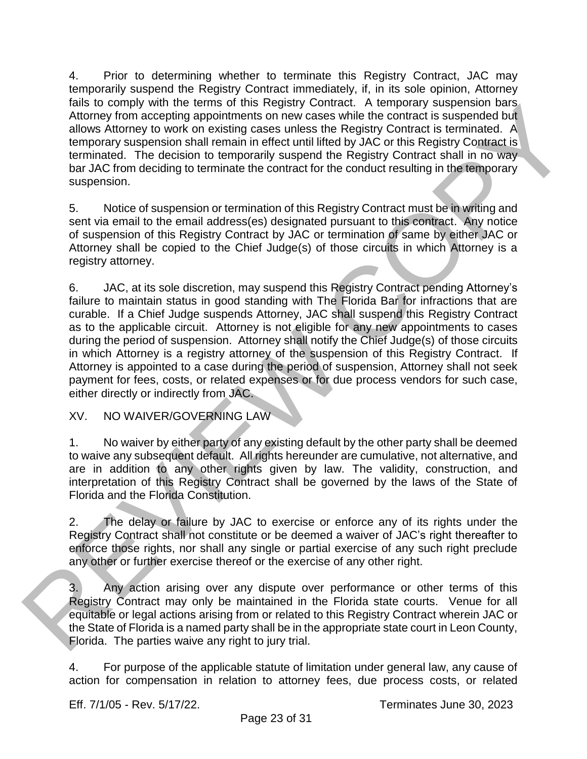4. Prior to determining whether to terminate this Registry Contract, JAC may temporarily suspend the Registry Contract immediately, if, in its sole opinion, Attorney fails to comply with the terms of this Registry Contract. A temporary suspension bars Attorney from accepting appointments on new cases while the contract is suspended but allows Attorney to work on existing cases unless the Registry Contract is terminated. A temporary suspension shall remain in effect until lifted by JAC or this Registry Contract is terminated. The decision to temporarily suspend the Registry Contract shall in no way bar JAC from deciding to terminate the contract for the conduct resulting in the temporary suspension.

5. Notice of suspension or termination of this Registry Contract must be in writing and sent via email to the email address(es) designated pursuant to this contract. Any notice of suspension of this Registry Contract by JAC or termination of same by either JAC or Attorney shall be copied to the Chief Judge(s) of those circuits in which Attorney is a registry attorney.

6. JAC, at its sole discretion, may suspend this Registry Contract pending Attorney's failure to maintain status in good standing with The Florida Bar for infractions that are curable. If a Chief Judge suspends Attorney, JAC shall suspend this Registry Contract as to the applicable circuit. Attorney is not eligible for any new appointments to cases during the period of suspension. Attorney shall notify the Chief Judge(s) of those circuits in which Attorney is a registry attorney of the suspension of this Registry Contract. If Attorney is appointed to a case during the period of suspension, Attorney shall not seek payment for fees, costs, or related expenses or for due process vendors for such case, either directly or indirectly from JAC.

XV. NO WAIVER/GOVERNING LAW

1. No waiver by either party of any existing default by the other party shall be deemed to waive any subsequent default. All rights hereunder are cumulative, not alternative, and are in addition to any other rights given by law. The validity, construction, and interpretation of this Registry Contract shall be governed by the laws of the State of Florida and the Florida Constitution.

2. The delay or failure by JAC to exercise or enforce any of its rights under the Registry Contract shall not constitute or be deemed a waiver of JAC's right thereafter to enforce those rights, nor shall any single or partial exercise of any such right preclude any other or further exercise thereof or the exercise of any other right.

3. Any action arising over any dispute over performance or other terms of this Registry Contract may only be maintained in the Florida state courts. Venue for all equitable or legal actions arising from or related to this Registry Contract wherein JAC or the State of Florida is a named party shall be in the appropriate state court in Leon County, Florida. The parties waive any right to jury trial.

4. For purpose of the applicable statute of limitation under general law, any cause of action for compensation in relation to attorney fees, due process costs, or related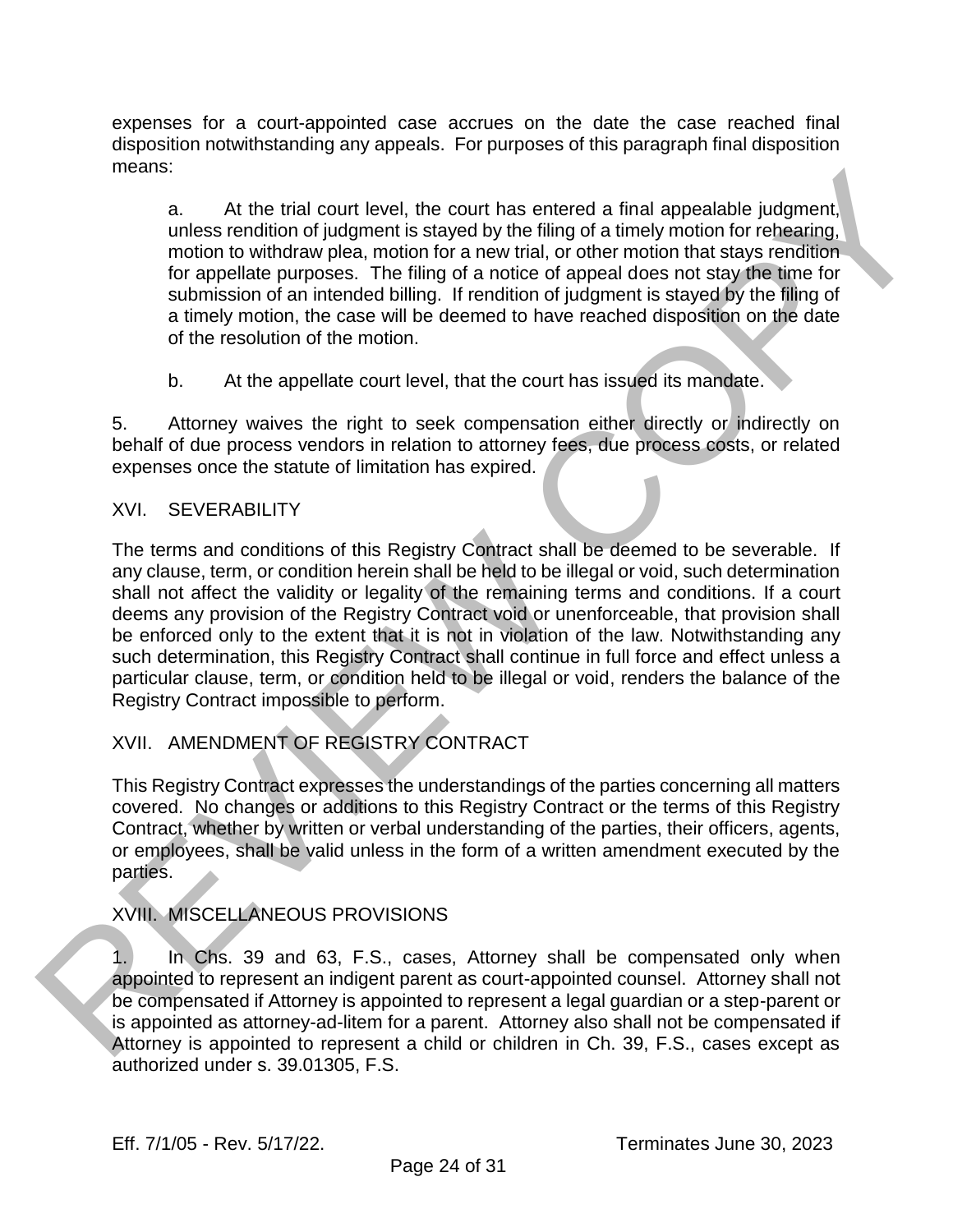expenses for a court-appointed case accrues on the date the case reached final disposition notwithstanding any appeals. For purposes of this paragraph final disposition means:

a. At the trial court level, the court has entered a final appealable judgment, unless rendition of judgment is stayed by the filing of a timely motion for rehearing, motion to withdraw plea, motion for a new trial, or other motion that stays rendition for appellate purposes. The filing of a notice of appeal does not stay the time for submission of an intended billing. If rendition of judgment is stayed by the filing of a timely motion, the case will be deemed to have reached disposition on the date of the resolution of the motion.

b. At the appellate court level, that the court has issued its mandate.

5. Attorney waives the right to seek compensation either directly or indirectly on behalf of due process vendors in relation to attorney fees, due process costs, or related expenses once the statute of limitation has expired.

## XVI. SEVERABILITY

The terms and conditions of this Registry Contract shall be deemed to be severable. If any clause, term, or condition herein shall be held to be illegal or void, such determination shall not affect the validity or legality of the remaining terms and conditions. If a court deems any provision of the Registry Contract void or unenforceable, that provision shall be enforced only to the extent that it is not in violation of the law. Notwithstanding any such determination, this Registry Contract shall continue in full force and effect unless a particular clause, term, or condition held to be illegal or void, renders the balance of the Registry Contract impossible to perform.

## XVII. AMENDMENT OF REGISTRY CONTRACT

This Registry Contract expresses the understandings of the parties concerning all matters covered. No changes or additions to this Registry Contract or the terms of this Registry Contract, whether by written or verbal understanding of the parties, their officers, agents, or employees, shall be valid unless in the form of a written amendment executed by the parties.

## XVIII. MISCELLANEOUS PROVISIONS

1. In Chs. 39 and 63, F.S., cases, Attorney shall be compensated only when appointed to represent an indigent parent as court-appointed counsel. Attorney shall not be compensated if Attorney is appointed to represent a legal guardian or a step-parent or is appointed as attorney-ad-litem for a parent. Attorney also shall not be compensated if Attorney is appointed to represent a child or children in Ch. 39, F.S., cases except as authorized under s. 39.01305, F.S.

Eff. 7/1/05 - Rev. 5/17/22. Terminates June 30, 2023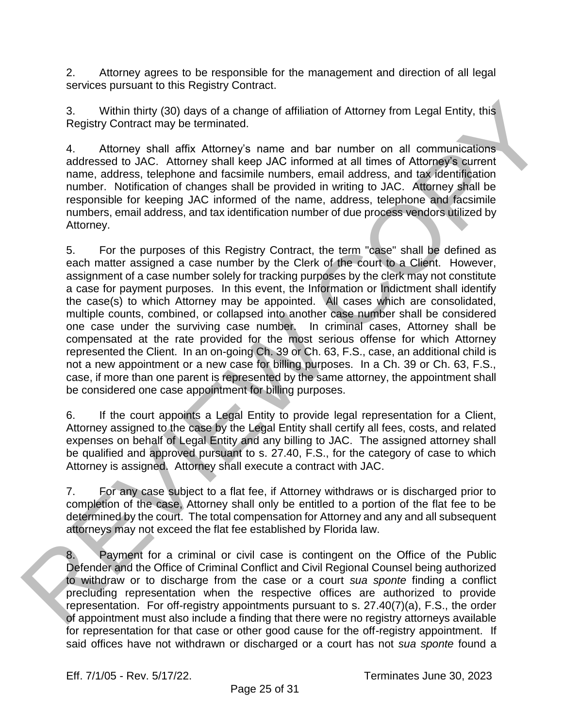2. Attorney agrees to be responsible for the management and direction of all legal services pursuant to this Registry Contract.

3. Within thirty (30) days of a change of affiliation of Attorney from Legal Entity, this Registry Contract may be terminated.

4. Attorney shall affix Attorney's name and bar number on all communications addressed to JAC. Attorney shall keep JAC informed at all times of Attorney's current name, address, telephone and facsimile numbers, email address, and tax identification number. Notification of changes shall be provided in writing to JAC. Attorney shall be responsible for keeping JAC informed of the name, address, telephone and facsimile numbers, email address, and tax identification number of due process vendors utilized by Attorney.

5. For the purposes of this Registry Contract, the term "case" shall be defined as each matter assigned a case number by the Clerk of the court to a Client. However, assignment of a case number solely for tracking purposes by the clerk may not constitute a case for payment purposes. In this event, the Information or Indictment shall identify the case(s) to which Attorney may be appointed. All cases which are consolidated, multiple counts, combined, or collapsed into another case number shall be considered one case under the surviving case number. In criminal cases, Attorney shall be compensated at the rate provided for the most serious offense for which Attorney represented the Client. In an on-going Ch. 39 or Ch. 63, F.S., case, an additional child is not a new appointment or a new case for billing purposes. In a Ch. 39 or Ch. 63, F.S., case, if more than one parent is represented by the same attorney, the appointment shall be considered one case appointment for billing purposes.

6. If the court appoints a Legal Entity to provide legal representation for a Client, Attorney assigned to the case by the Legal Entity shall certify all fees, costs, and related expenses on behalf of Legal Entity and any billing to JAC. The assigned attorney shall be qualified and approved pursuant to s. 27.40, F.S., for the category of case to which Attorney is assigned. Attorney shall execute a contract with JAC.

7. For any case subject to a flat fee, if Attorney withdraws or is discharged prior to completion of the case, Attorney shall only be entitled to a portion of the flat fee to be determined by the court. The total compensation for Attorney and any and all subsequent attorneys may not exceed the flat fee established by Florida law.

8. Payment for a criminal or civil case is contingent on the Office of the Public Defender and the Office of Criminal Conflict and Civil Regional Counsel being authorized to withdraw or to discharge from the case or a court *sua sponte* finding a conflict precluding representation when the respective offices are authorized to provide representation. For off-registry appointments pursuant to s. 27.40(7)(a), F.S., the order of appointment must also include a finding that there were no registry attorneys available for representation for that case or other good cause for the off-registry appointment. If said offices have not withdrawn or discharged or a court has not *sua sponte* found a

Eff. 7/1/05 - Rev. 5/17/22. Terminates June 30, 2023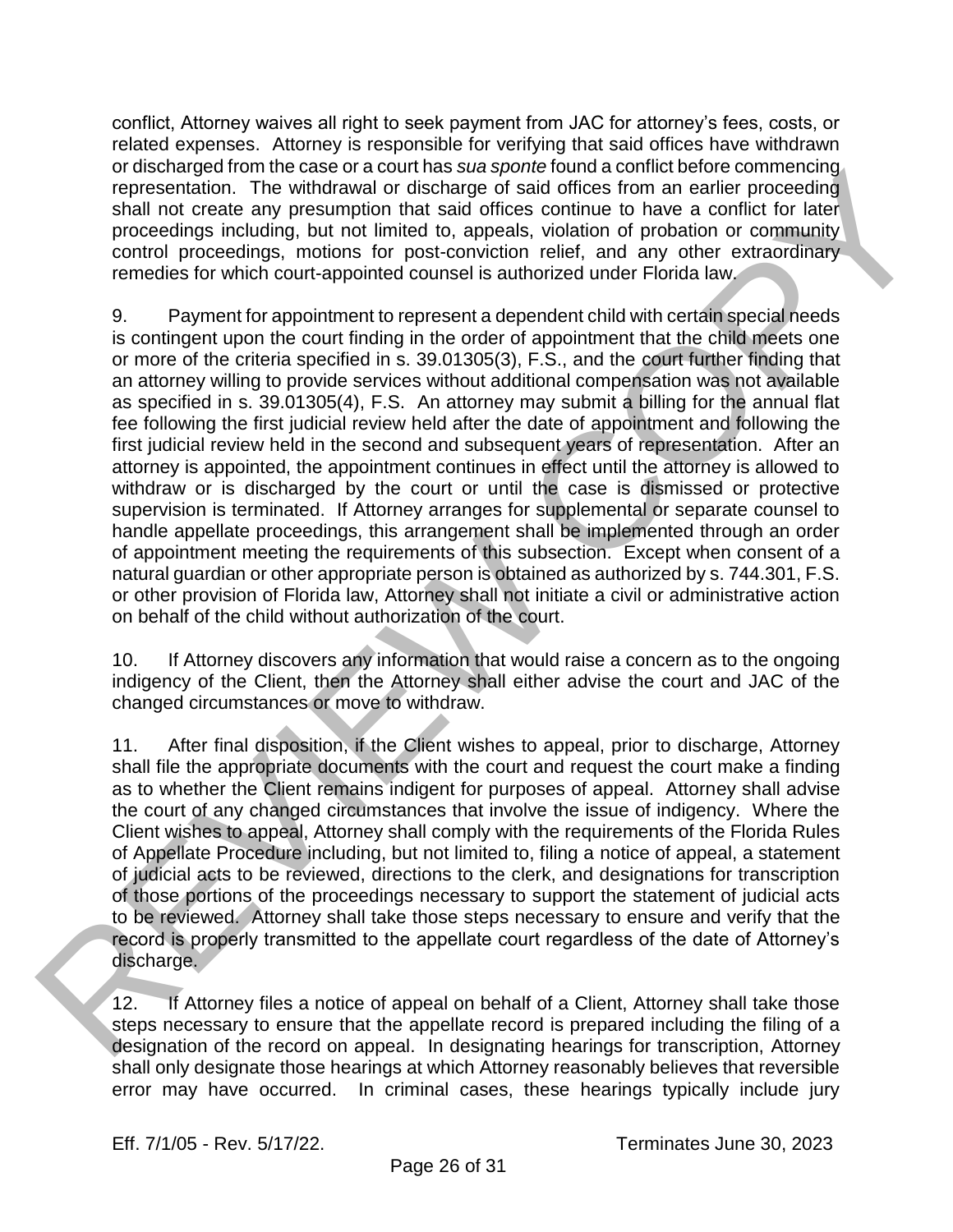conflict, Attorney waives all right to seek payment from JAC for attorney's fees, costs, or related expenses. Attorney is responsible for verifying that said offices have withdrawn or discharged from the case or a court has *sua sponte* found a conflict before commencing representation. The withdrawal or discharge of said offices from an earlier proceeding shall not create any presumption that said offices continue to have a conflict for later proceedings including, but not limited to, appeals, violation of probation or community control proceedings, motions for post-conviction relief, and any other extraordinary remedies for which court-appointed counsel is authorized under Florida law.

9. Payment for appointment to represent a dependent child with certain special needs is contingent upon the court finding in the order of appointment that the child meets one or more of the criteria specified in s. 39.01305(3), F.S., and the court further finding that an attorney willing to provide services without additional compensation was not available as specified in s. 39.01305(4), F.S. An attorney may submit a billing for the annual flat fee following the first judicial review held after the date of appointment and following the first judicial review held in the second and subsequent years of representation. After an attorney is appointed, the appointment continues in effect until the attorney is allowed to withdraw or is discharged by the court or until the case is dismissed or protective supervision is terminated. If Attorney arranges for supplemental or separate counsel to handle appellate proceedings, this arrangement shall be implemented through an order of appointment meeting the requirements of this subsection. Except when consent of a natural guardian or other appropriate person is obtained as authorized by s. 744.301, F.S. or other provision of Florida law, Attorney shall not initiate a civil or administrative action on behalf of the child without authorization of the court.

10. If Attorney discovers any information that would raise a concern as to the ongoing indigency of the Client, then the Attorney shall either advise the court and JAC of the changed circumstances or move to withdraw.

11. After final disposition, if the Client wishes to appeal, prior to discharge, Attorney shall file the appropriate documents with the court and request the court make a finding as to whether the Client remains indigent for purposes of appeal. Attorney shall advise the court of any changed circumstances that involve the issue of indigency. Where the Client wishes to appeal, Attorney shall comply with the requirements of the Florida Rules of Appellate Procedure including, but not limited to, filing a notice of appeal, a statement of judicial acts to be reviewed, directions to the clerk, and designations for transcription of those portions of the proceedings necessary to support the statement of judicial acts to be reviewed. Attorney shall take those steps necessary to ensure and verify that the record is properly transmitted to the appellate court regardless of the date of Attorney's discharge.

12. If Attorney files a notice of appeal on behalf of a Client, Attorney shall take those steps necessary to ensure that the appellate record is prepared including the filing of a designation of the record on appeal. In designating hearings for transcription, Attorney shall only designate those hearings at which Attorney reasonably believes that reversible error may have occurred. In criminal cases, these hearings typically include jury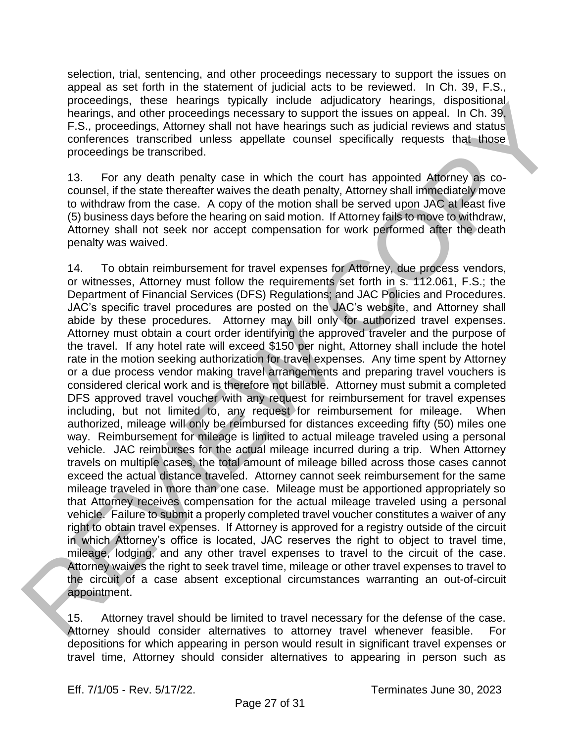selection, trial, sentencing, and other proceedings necessary to support the issues on appeal as set forth in the statement of judicial acts to be reviewed. In Ch. 39, F.S., proceedings, these hearings typically include adjudicatory hearings, dispositional hearings, and other proceedings necessary to support the issues on appeal. In Ch. 39, F.S., proceedings, Attorney shall not have hearings such as judicial reviews and status conferences transcribed unless appellate counsel specifically requests that those proceedings be transcribed.

13. For any death penalty case in which the court has appointed Attorney as co-counsel, if the state thereafter waives the death penalty, Attorney shall immediately move to withdraw from the case. A copy of the motion shall be served upon JAC at least five (5) business days before the hearing on said motion. If Attorney fails to move to withdraw, Attorney shall not seek nor accept compensation for work performed after the death penalty was waived.

14. To obtain reimbursement for travel expenses for Attorney, due process vendors, or witnesses, Attorney must follow the requirements set forth in s. 112.061, F.S.; the Department of Financial Services (DFS) Regulations; and JAC Policies and Procedures. JAC's specific travel procedures are posted on the JAC's website, and Attorney shall abide by these procedures. Attorney may bill only for authorized travel expenses. Attorney must obtain a court order identifying the approved traveler and the purpose of the travel. If any hotel rate will exceed $150 per night, Attorney shall include the hotel rate in the motion seeking authorization for travel expenses. Any time spent by Attorney or a due process vendor making travel arrangements and preparing travel vouchers is considered clerical work and is therefore not billable. Attorney must submit a completed DFS approved travel voucher with any request for reimbursement for travel expenses including, but not limited to, any request for reimbursement for mileage. When authorized, mileage will only be reimbursed for distances exceeding fifty (50) miles one way. Reimbursement for mileage is limited to actual mileage traveled using a personal vehicle. JAC reimburses for the actual mileage incurred during a trip. When Attorney travels on multiple cases, the total amount of mileage billed across those cases cannot exceed the actual distance traveled. Attorney cannot seek reimbursement for the same mileage traveled in more than one case. Mileage must be apportioned appropriately so that Attorney receives compensation for the actual mileage traveled using a personal vehicle. Failure to submit a properly completed travel voucher constitutes a waiver of any right to obtain travel expenses. If Attorney is approved for a registry outside of the circuit in which Attorney's office is located, JAC reserves the right to object to travel time, mileage, lodging, and any other travel expenses to travel to the circuit of the case. Attorney waives the right to seek travel time, mileage or other travel expenses to travel to the circuit of a case absent exceptional circumstances warranting an out-of-circuit appointment.

15. Attorney travel should be limited to travel necessary for the defense of the case. Attorney should consider alternatives to attorney travel whenever feasible. For depositions for which appearing in person would result in significant travel expenses or travel time, Attorney should consider alternatives to appearing in person such as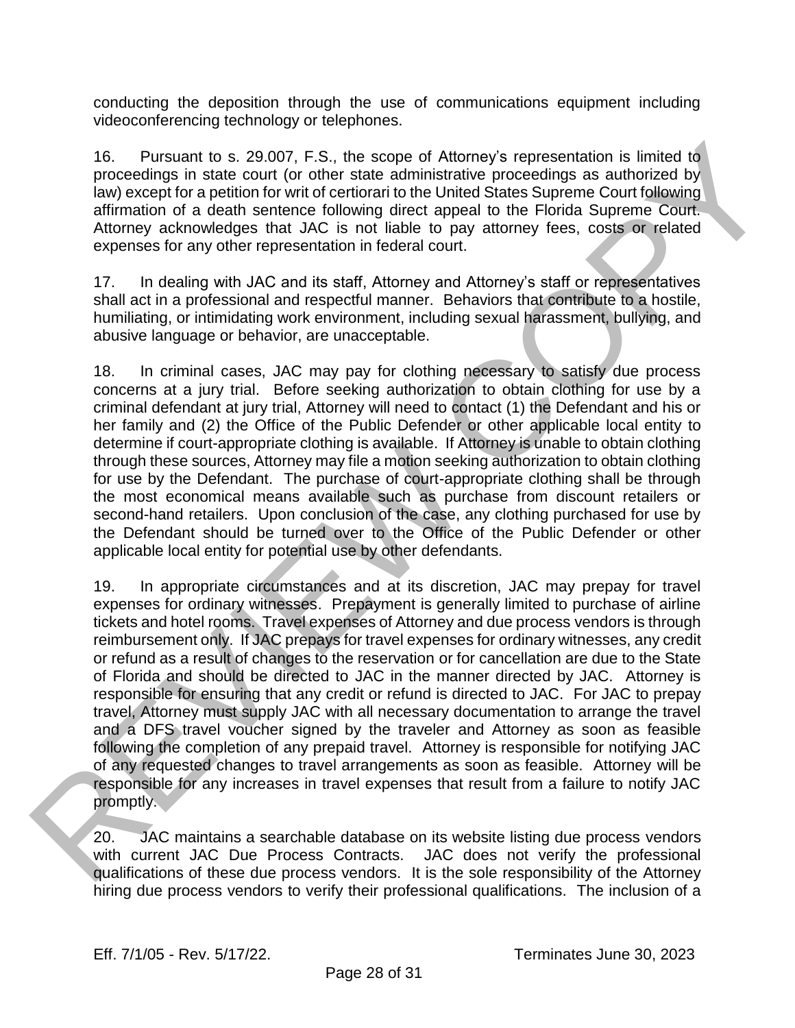conducting the deposition through the use of communications equipment including videoconferencing technology or telephones.

16. Pursuant to s. 29.007, F.S., the scope of Attorney's representation is limited to proceedings in state court (or other state administrative proceedings as authorized by law) except for a petition for writ of certiorari to the United States Supreme Court following affirmation of a death sentence following direct appeal to the Florida Supreme Court. Attorney acknowledges that JAC is not liable to pay attorney fees, costs or related expenses for any other representation in federal court.

17. In dealing with JAC and its staff, Attorney and Attorney's staff or representatives shall act in a professional and respectful manner. Behaviors that contribute to a hostile, humiliating, or intimidating work environment, including sexual harassment, bullying, and abusive language or behavior, are unacceptable.

18. In criminal cases, JAC may pay for clothing necessary to satisfy due process concerns at a jury trial. Before seeking authorization to obtain clothing for use by a criminal defendant at jury trial, Attorney will need to contact (1) the Defendant and his or her family and (2) the Office of the Public Defender or other applicable local entity to determine if court-appropriate clothing is available. If Attorney is unable to obtain clothing through these sources, Attorney may file a motion seeking authorization to obtain clothing for use by the Defendant. The purchase of court-appropriate clothing shall be through the most economical means available such as purchase from discount retailers or second-hand retailers. Upon conclusion of the case, any clothing purchased for use by the Defendant should be turned over to the Office of the Public Defender or other applicable local entity for potential use by other defendants.

19. In appropriate circumstances and at its discretion, JAC may prepay for travel expenses for ordinary witnesses. Prepayment is generally limited to purchase of airline tickets and hotel rooms. Travel expenses of Attorney and due process vendors is through reimbursement only. If JAC prepays for travel expenses for ordinary witnesses, any credit or refund as a result of changes to the reservation or for cancellation are due to the State of Florida and should be directed to JAC in the manner directed by JAC. Attorney is responsible for ensuring that any credit or refund is directed to JAC. For JAC to prepay travel, Attorney must supply JAC with all necessary documentation to arrange the travel and a DFS travel voucher signed by the traveler and Attorney as soon as feasible following the completion of any prepaid travel. Attorney is responsible for notifying JAC of any requested changes to travel arrangements as soon as feasible. Attorney will be responsible for any increases in travel expenses that result from a failure to notify JAC promptly.

20. JAC maintains a searchable database on its website listing due process vendors with current JAC Due Process Contracts. JAC does not verify the professional qualifications of these due process vendors. It is the sole responsibility of the Attorney hiring due process vendors to verify their professional qualifications. The inclusion of a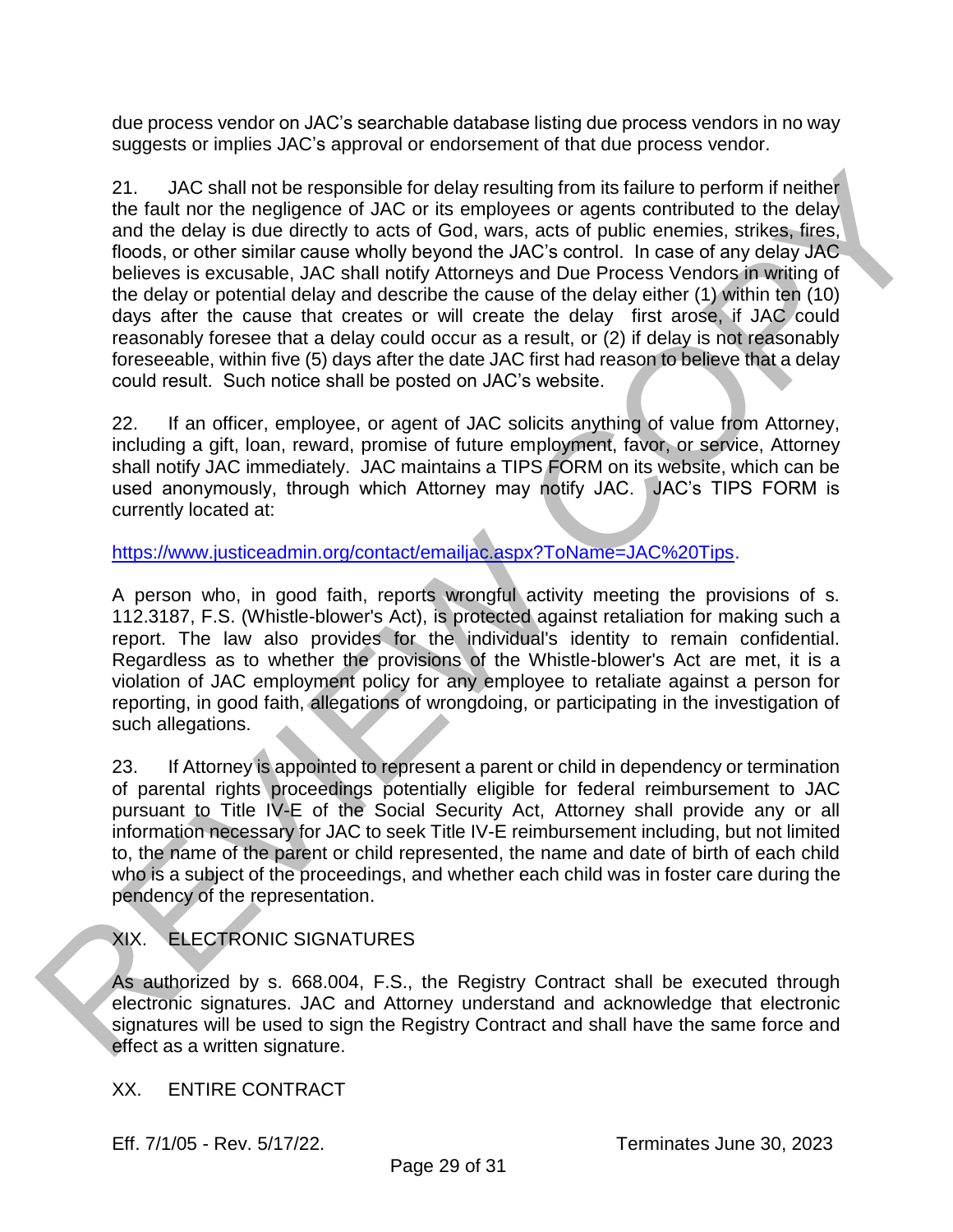due process vendor on JAC's searchable database listing due process vendors in no way suggests or implies JAC's approval or endorsement of that due process vendor.

21. JAC shall not be responsible for delay resulting from its failure to perform if neither the fault nor the negligence of JAC or its employees or agents contributed to the delay and the delay is due directly to acts of God, wars, acts of public enemies, strikes, fires, floods, or other similar cause wholly beyond the JAC's control. In case of any delay JAC believes is excusable, JAC shall notify Attorneys and Due Process Vendors in writing of the delay or potential delay and describe the cause of the delay either (1) within ten (10) days after the cause that creates or will create the delay first arose, if JAC could reasonably foresee that a delay could occur as a result, or (2) if delay is not reasonably foreseeable, within five (5) days after the date JAC first had reason to believe that a delay could result. Such notice shall be posted on JAC's website.

22. If an officer, employee, or agent of JAC solicits anything of value from Attorney, including a gift, loan, reward, promise of future employment, favor, or service, Attorney shall notify JAC immediately. JAC maintains a TIPS FORM on its website, which can be used anonymously, through which Attorney may notify JAC. JAC's TIPS FORM is currently located at:

https://www.justiceadmin.org/contact/emailjac.aspx?ToName=JAC%20Tips.

A person who, in good faith, reports wrongful activity meeting the provisions of s. 112.3187, F.S. (Whistle-blower's Act), is protected against retaliation for making such a report. The law also provides for the individual's identity to remain confidential. Regardless as to whether the provisions of the Whistle-blower's Act are met, it is a violation of JAC employment policy for any employee to retaliate against a person for reporting, in good faith, allegations of wrongdoing, or participating in the investigation of such allegations.

23. If Attorney is appointed to represent a parent or child in dependency or termination of parental rights proceedings potentially eligible for federal reimbursement to JAC pursuant to Title IV-E of the Social Security Act, Attorney shall provide any or all information necessary for JAC to seek Title IV-E reimbursement including, but not limited to, the name of the parent or child represented, the name and date of birth of each child who is a subject of the proceedings, and whether each child was in foster care during the pendency of the representation.

## XIX. ELECTRONIC SIGNATURES

As authorized by s. 668.004, F.S., the Registry Contract shall be executed through electronic signatures. JAC and Attorney understand and acknowledge that electronic signatures will be used to sign the Registry Contract and shall have the same force and effect as a written signature.

## XX. ENTIRE CONTRACT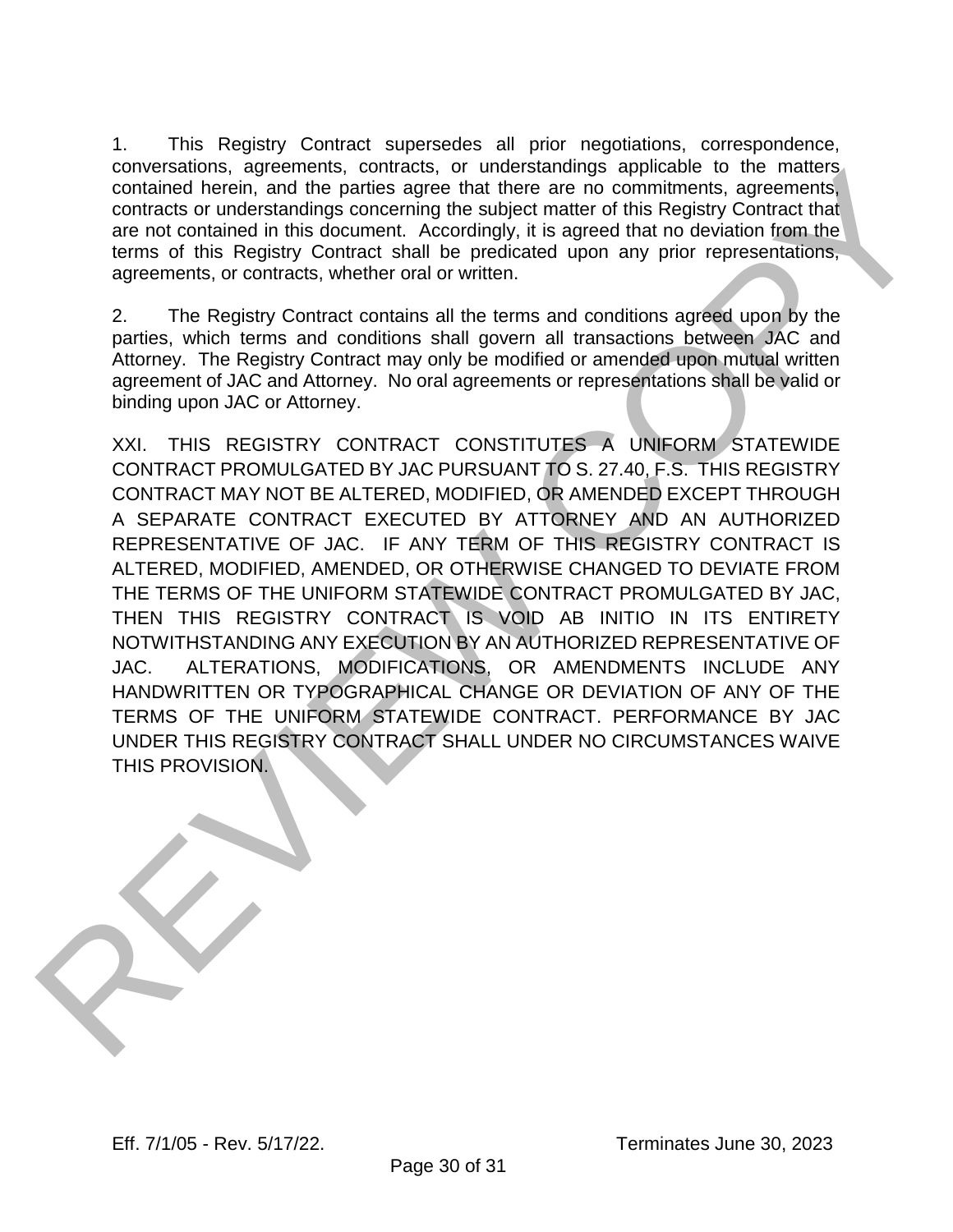1. This Registry Contract supersedes all prior negotiations, correspondence, conversations, agreements, contracts, or understandings applicable to the matters contained herein, and the parties agree that there are no commitments, agreements, contracts or understandings concerning the subject matter of this Registry Contract that are not contained in this document. Accordingly, it is agreed that no deviation from the terms of this Registry Contract shall be predicated upon any prior representations, agreements, or contracts, whether oral or written.

2. The Registry Contract contains all the terms and conditions agreed upon by the parties, which terms and conditions shall govern all transactions between JAC and Attorney. The Registry Contract may only be modified or amended upon mutual written agreement of JAC and Attorney. No oral agreements or representations shall be valid or binding upon JAC or Attorney.

XXI. THIS REGISTRY CONTRACT CONSTITUTES A UNIFORM STATEWIDE CONTRACT PROMULGATED BY JAC PURSUANT TO S. 27.40, F.S. THIS REGISTRY CONTRACT MAY NOT BE ALTERED, MODIFIED, OR AMENDED EXCEPT THROUGH A SEPARATE CONTRACT EXECUTED BY ATTORNEY AND AN AUTHORIZED REPRESENTATIVE OF JAC. IF ANY TERM OF THIS REGISTRY CONTRACT IS ALTERED, MODIFIED, AMENDED, OR OTHERWISE CHANGED TO DEVIATE FROM THE TERMS OF THE UNIFORM STATEWIDE CONTRACT PROMULGATED BY JAC, THEN THIS REGISTRY CONTRACT IS VOID AB INITIO IN ITS ENTIRETY NOTWITHSTANDING ANY EXECUTION BY AN AUTHORIZED REPRESENTATIVE OF JAC. ALTERATIONS, MODIFICATIONS, OR AMENDMENTS INCLUDE ANY HANDWRITTEN OR TYPOGRAPHICAL CHANGE OR DEVIATION OF ANY OF THE TERMS OF THE UNIFORM STATEWIDE CONTRACT. PERFORMANCE BY JAC UNDER THIS REGISTRY CONTRACT SHALL UNDER NO CIRCUMSTANCES WAIVE THIS PROVISION.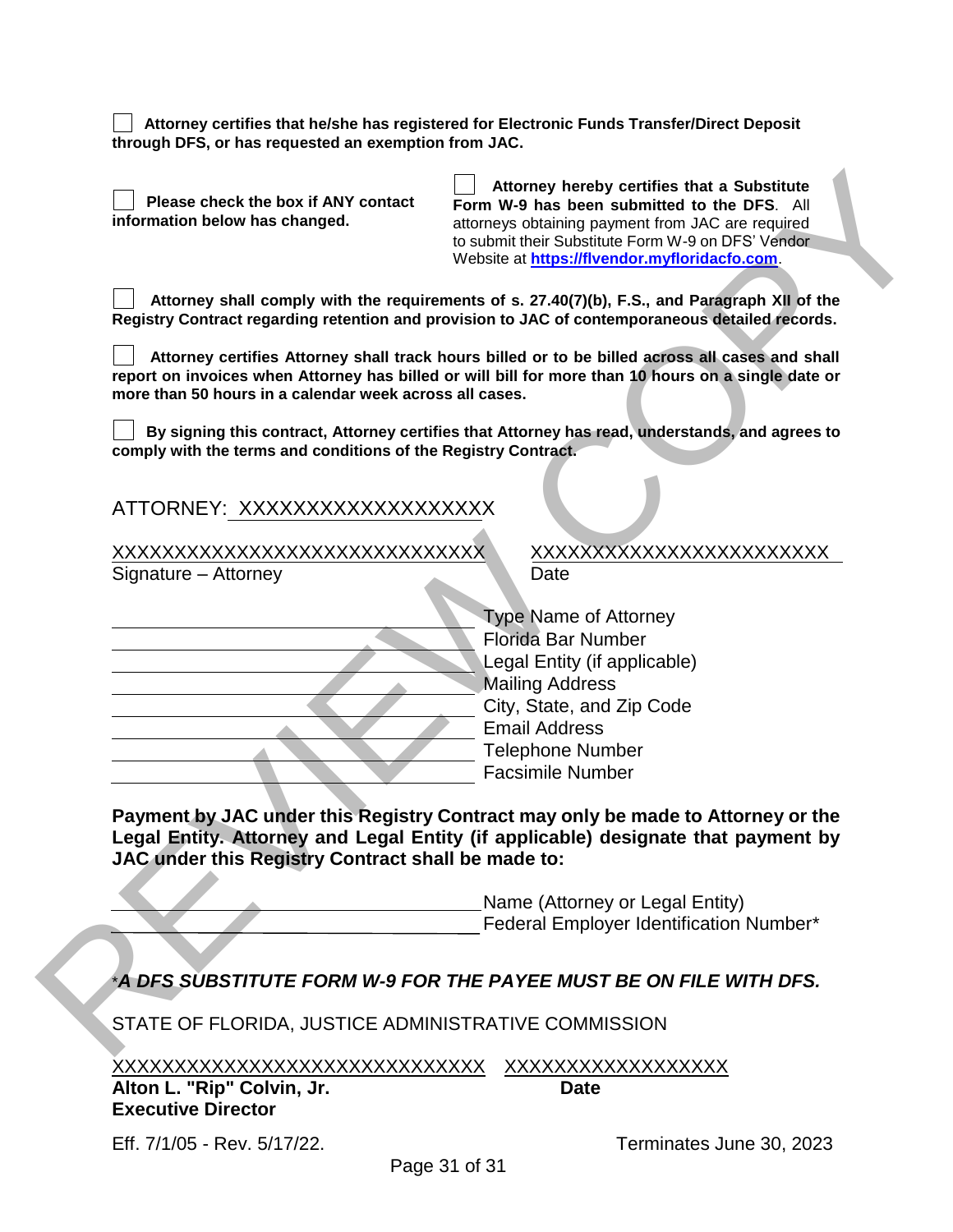☐ **Attorney certifies that he/she has registered for Electronic Funds Transfer/Direct Deposit through DFS, or has requested an exemption from JAC.**

☐ **Please check the box if ANY contact information below has changed.**

☐ **Attorney hereby certifies that a Substitute Form W-9 has been submitted to the DFS**. All attorneys obtaining payment from JAC are required to submit their Substitute Form W-9 on DFS' Vendor Website at **https://flvendor.myfloridacfo.com**.

☐ **Attorney shall comply with the requirements of s. 27.40(7)(b), F.S., and Paragraph XII of the Registry Contract regarding retention and provision to JAC of contemporaneous detailed records.**

☐ **Attorney certifies Attorney shall track hours billed or to be billed across all cases and shall report on invoices when Attorney has billed or will bill for more than 10 hours on a single date or more than 50 hours in a calendar week across all cases.**

☐ **By signing this contract, Attorney certifies that Attorney has read, understands, and agrees to comply with the terms and conditions of the Registry Contract.**

ATTORNEY: XXXXXXXXXXXXXXXXXXX

XXXXXXXXXXXXXXXXXXXXXXXXXXXXXX — Signature – Attorney

XXXXXXXXXXXXXXXXXXXXXXXX — Date

______________________ Type Name of Attorney
______________________ Florida Bar Number
______________________ Legal Entity (if applicable)
______________________ Mailing Address
______________________ City, State, and Zip Code
______________________ Email Address
______________________ Telephone Number
______________________ Facsimile Number

**Payment by JAC under this Registry Contract may only be made to Attorney or the Legal Entity. Attorney and Legal Entity (if applicable) designate that payment by JAC under this Registry Contract shall be made to:**

______________________ Name (Attorney or Legal Entity)
______________________ Federal Employer Identification Number*

****A DFS SUBSTITUTE FORM W-9 FOR THE PAYEE MUST BE ON FILE WITH DFS.***

STATE OF FLORIDA, JUSTICE ADMINISTRATIVE COMMISSION

XXXXXXXXXXXXXXXXXXXXXXXXXXXXXX — **Alton L. "Rip" Colvin, Jr.**
**Executive Director**

XXXXXXXXXXXXXXXXXX — **Date**

Eff. 7/1/05 - Rev. 5/17/22. Terminates June 30, 2023